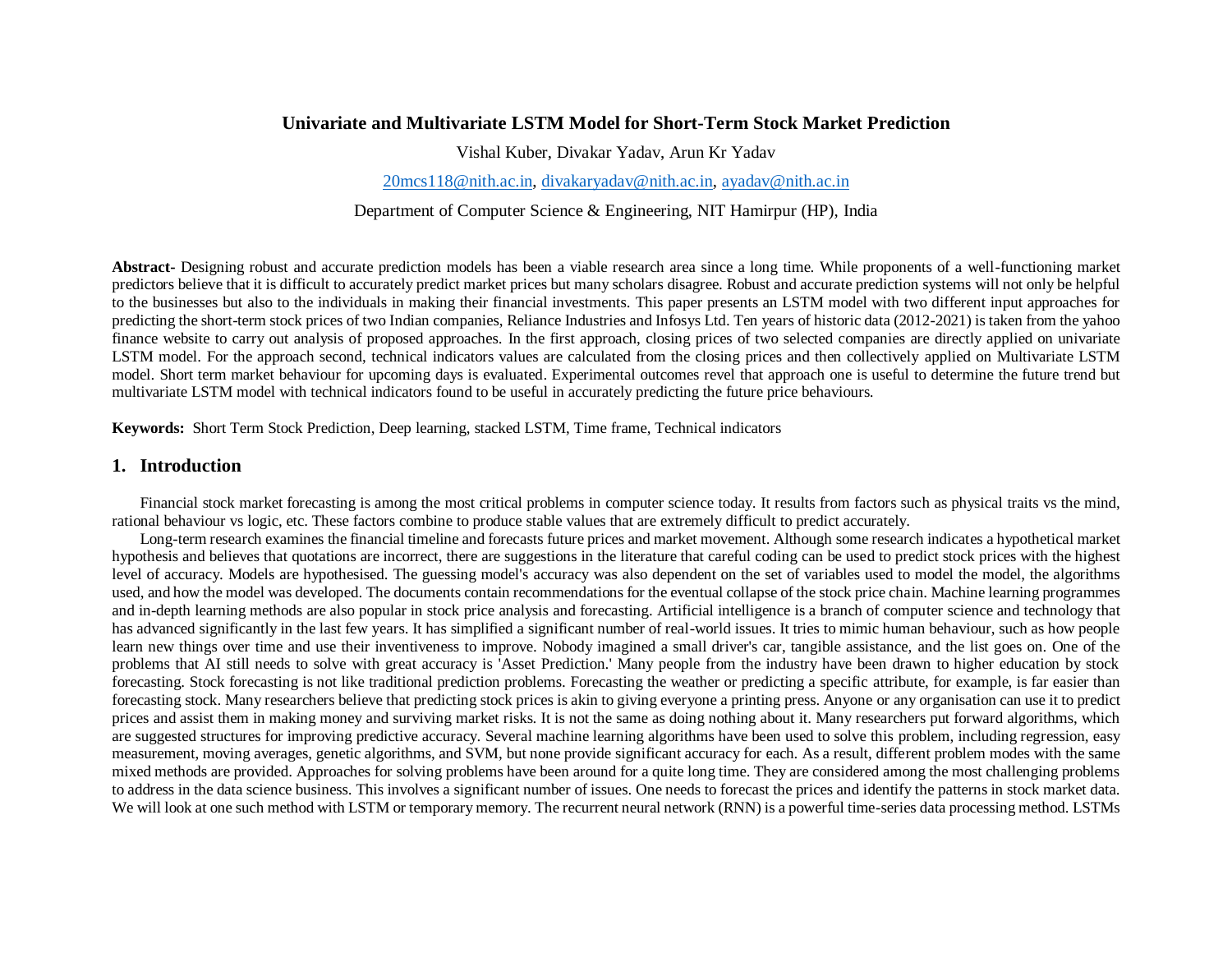# Univariate and Multivariate LSTM Model for Short-Term Stock Market Prediction

Vishal Kuber, Divakar Yadav, Arun Kr Yadav

20mcs118@nith.ac.in, divakaryadav@nith.ac.in, ayadav@nith.ac.in

Department of Computer Science & Engineering, NIT Hamirpur (HP), India

**Abstract-** Designing robust and accurate prediction models has been a viable research area since a long time. While proponents of a well-functioning market predictors believe that it is difficult to accurately predict market prices but many scholars disagree. Robust and accurate prediction systems will not only be helpful to the businesses but also to the individuals in making their financial investments. This paper presents an LSTM model with two different input approaches for predicting the short-term stock prices of two Indian companies, Reliance Industries and Infosys Ltd. Ten years of historic data (2012-2021) is taken from the yahoo finance website to carry out analysis of proposed approaches. In the first approach, closing prices of two selected companies are directly applied on univariate LSTM model. For the approach second, technical indicators values are calculated from the closing prices and then collectively applied on Multivariate LSTM model. Short term market behaviour for upcoming days is evaluated. Experimental outcomes revel that approach one is useful to determine the future trend but multivariate LSTM model with technical indicators found to be useful in accurately predicting the future price behaviours.

**Keywords:** Short Term Stock Prediction, Deep learning, stacked LSTM, Time frame, Technical indicators

## 1. Introduction

Financial stock market forecasting is among the most critical problems in computer science today. It results from factors such as physical traits vs the mind, rational behaviour vs logic, etc. These factors combine to produce stable values that are extremely difficult to predict accurately.

Long-term research examines the financial timeline and forecasts future prices and market movement. Although some research indicates a hypothetical market hypothesis and believes that quotations are incorrect, there are suggestions in the literature that careful coding can be used to predict stock prices with the highest level of accuracy. Models are hypothesised. The guessing model's accuracy was also dependent on the set of variables used to model the model, the algorithms used, and how the model was developed. The documents contain recommendations for the eventual collapse of the stock price chain. Machine learning programmes and in-depth learning methods are also popular in stock price analysis and forecasting. Artificial intelligence is a branch of computer science and technology that has advanced significantly in the last few years. It has simplified a significant number of real-world issues. It tries to mimic human behaviour, such as how people learn new things over time and use their inventiveness to improve. Nobody imagined a small driver's car, tangible assistance, and the list goes on. One of the problems that AI still needs to solve with great accuracy is 'Asset Prediction.' Many people from the industry have been drawn to higher education by stock forecasting. Stock forecasting is not like traditional prediction problems. Forecasting the weather or predicting a specific attribute, for example, is far easier than forecasting stock. Many researchers believe that predicting stock prices is akin to giving everyone a printing press. Anyone or any organisation can use it to predict prices and assist them in making money and surviving market risks. It is not the same as doing nothing about it. Many researchers put forward algorithms, which are suggested structures for improving predictive accuracy. Several machine learning algorithms have been used to solve this problem, including regression, easy measurement, moving averages, genetic algorithms, and SVM, but none provide significant accuracy for each. As a result, different problem modes with the same mixed methods are provided. Approaches for solving problems have been around for a quite long time. They are considered among the most challenging problems to address in the data science business. This involves a significant number of issues. One needs to forecast the prices and identify the patterns in stock market data. We will look at one such method with LSTM or temporary memory. The recurrent neural network (RNN) is a powerful time-series data processing method. LSTMs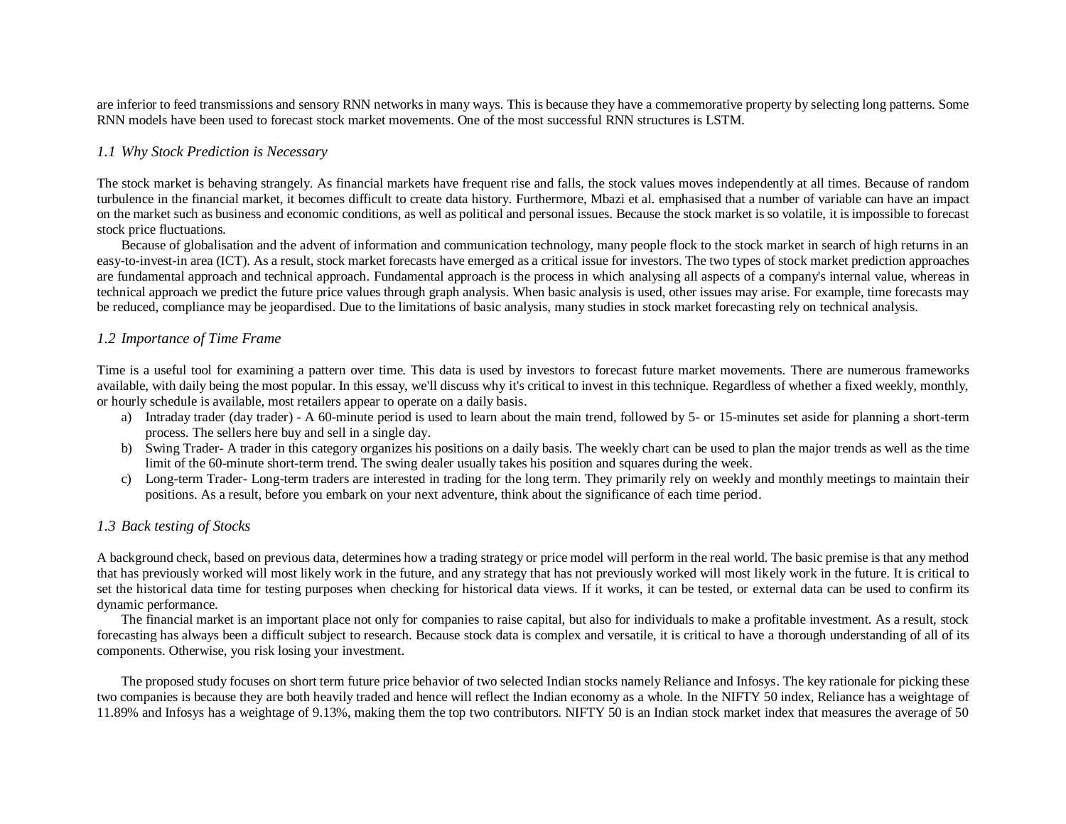are inferior to feed transmissions and sensory RNN networks in many ways. This is because they have a commemorative property by selecting long patterns. Some RNN models have been used to forecast stock market movements. One of the most successful RNN structures is LSTM.

### *1.1 Why Stock Prediction is Necessary*

The stock market is behaving strangely. As financial markets have frequent rise and falls, the stock values moves independently at all times. Because of random turbulence in the financial market, it becomes difficult to create data history. Furthermore, Mbazi et al. emphasised that a number of variable can have an impact on the market such as business and economic conditions, as well as political and personal issues. Because the stock market is so volatile, it is impossible to forecast stock price fluctuations.

Because of globalisation and the advent of information and communication technology, many people flock to the stock market in search of high returns in an easy-to-invest-in area (ICT). As a result, stock market forecasts have emerged as a critical issue for investors. The two types of stock market prediction approaches are fundamental approach and technical approach. Fundamental approach is the process in which analysing all aspects of a company's internal value, whereas in technical approach we predict the future price values through graph analysis. When basic analysis is used, other issues may arise. For example, time forecasts may be reduced, compliance may be jeopardised. Due to the limitations of basic analysis, many studies in stock market forecasting rely on technical analysis.

### *1.2 Importance of Time Frame*

Time is a useful tool for examining a pattern over time. This data is used by investors to forecast future market movements. There are numerous frameworks available, with daily being the most popular. In this essay, we'll discuss why it's critical to invest in this technique. Regardless of whether a fixed weekly, monthly, or hourly schedule is available, most retailers appear to operate on a daily basis.

a) Intraday trader (day trader) - A 60-minute period is used to learn about the main trend, followed by 5- or 15-minutes set aside for planning a short-term process. The sellers here buy and sell in a single day.
b) Swing Trader- A trader in this category organizes his positions on a daily basis. The weekly chart can be used to plan the major trends as well as the time limit of the 60-minute short-term trend. The swing dealer usually takes his position and squares during the week.
c) Long-term Trader- Long-term traders are interested in trading for the long term. They primarily rely on weekly and monthly meetings to maintain their positions. As a result, before you embark on your next adventure, think about the significance of each time period.

### *1.3 Back testing of Stocks*

A background check, based on previous data, determines how a trading strategy or price model will perform in the real world. The basic premise is that any method that has previously worked will most likely work in the future, and any strategy that has not previously worked will most likely work in the future. It is critical to set the historical data time for testing purposes when checking for historical data views. If it works, it can be tested, or external data can be used to confirm its dynamic performance.

The financial market is an important place not only for companies to raise capital, but also for individuals to make a profitable investment. As a result, stock forecasting has always been a difficult subject to research. Because stock data is complex and versatile, it is critical to have a thorough understanding of all of its components. Otherwise, you risk losing your investment.

The proposed study focuses on short term future price behavior of two selected Indian stocks namely Reliance and Infosys. The key rationale for picking these two companies is because they are both heavily traded and hence will reflect the Indian economy as a whole. In the NIFTY 50 index, Reliance has a weightage of 11.89% and Infosys has a weightage of 9.13%, making them the top two contributors. NIFTY 50 is an Indian stock market index that measures the average of 50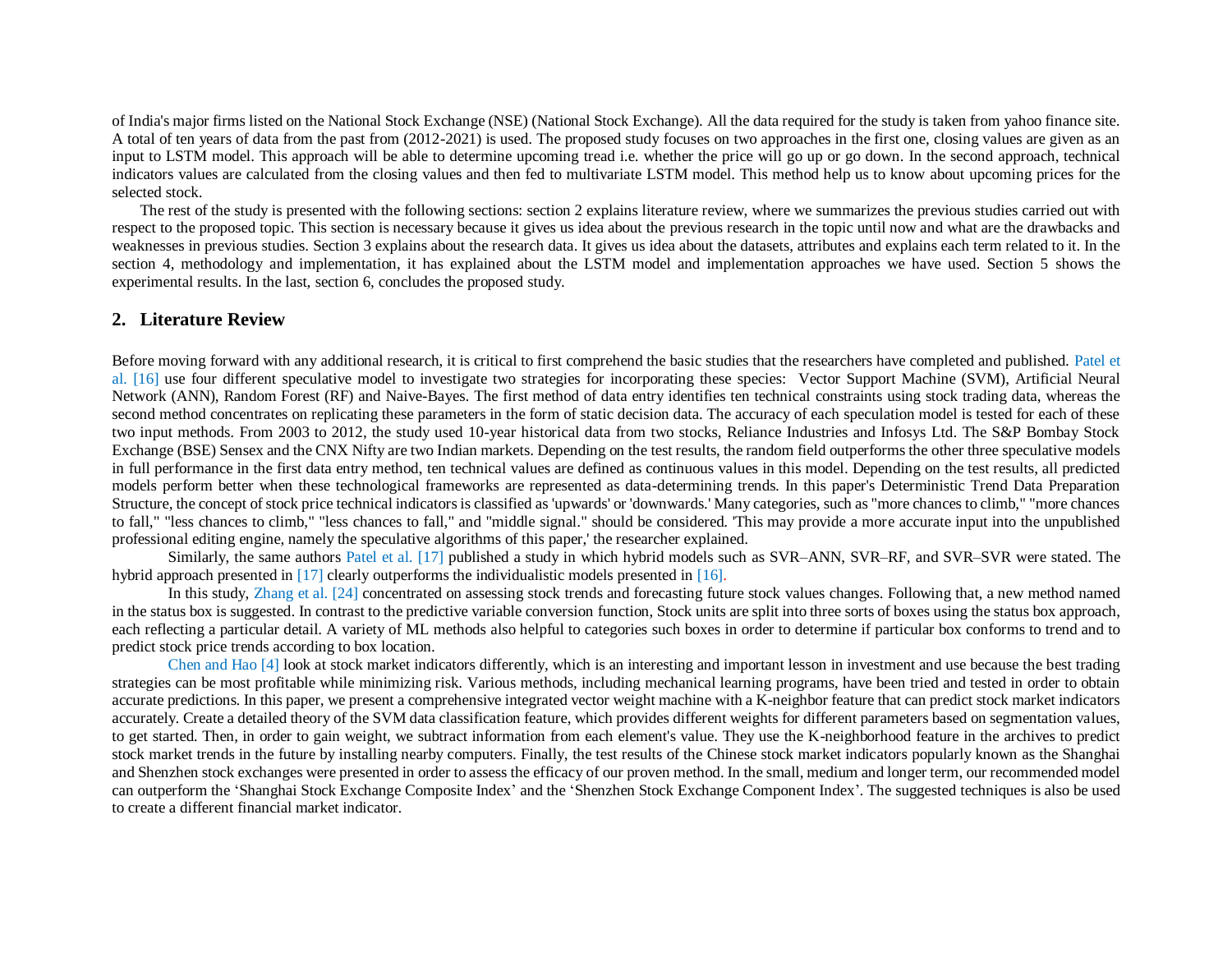of India's major firms listed on the National Stock Exchange (NSE) (National Stock Exchange). All the data required for the study is taken from yahoo finance site. A total of ten years of data from the past from (2012-2021) is used. The proposed study focuses on two approaches in the first one, closing values are given as an input to LSTM model. This approach will be able to determine upcoming tread i.e. whether the price will go up or go down. In the second approach, technical indicators values are calculated from the closing values and then fed to multivariate LSTM model. This method help us to know about upcoming prices for the selected stock.

The rest of the study is presented with the following sections: section 2 explains literature review, where we summarizes the previous studies carried out with respect to the proposed topic. This section is necessary because it gives us idea about the previous research in the topic until now and what are the drawbacks and weaknesses in previous studies. Section 3 explains about the research data. It gives us idea about the datasets, attributes and explains each term related to it. In the section 4, methodology and implementation, it has explained about the LSTM model and implementation approaches we have used. Section 5 shows the experimental results. In the last, section 6, concludes the proposed study.

## 2. Literature Review

Before moving forward with any additional research, it is critical to first comprehend the basic studies that the researchers have completed and published. Patel et al. [16] use four different speculative model to investigate two strategies for incorporating these species: Vector Support Machine (SVM), Artificial Neural Network (ANN), Random Forest (RF) and Naive-Bayes. The first method of data entry identifies ten technical constraints using stock trading data, whereas the second method concentrates on replicating these parameters in the form of static decision data. The accuracy of each speculation model is tested for each of these two input methods. From 2003 to 2012, the study used 10-year historical data from two stocks, Reliance Industries and Infosys Ltd. The S&P Bombay Stock Exchange (BSE) Sensex and the CNX Nifty are two Indian markets. Depending on the test results, the random field outperforms the other three speculative models in full performance in the first data entry method, ten technical values are defined as continuous values in this model. Depending on the test results, all predicted models perform better when these technological frameworks are represented as data-determining trends. In this paper's Deterministic Trend Data Preparation Structure, the concept of stock price technical indicators is classified as 'upwards' or 'downwards.' Many categories, such as "more chances to climb," "more chances to fall," "less chances to climb," "less chances to fall," and "middle signal." should be considered. 'This may provide a more accurate input into the unpublished professional editing engine, namely the speculative algorithms of this paper,' the researcher explained.

Similarly, the same authors Patel et al. [17] published a study in which hybrid models such as SVR–ANN, SVR–RF, and SVR–SVR were stated. The hybrid approach presented in [17] clearly outperforms the individualistic models presented in [16].

In this study, Zhang et al. [24] concentrated on assessing stock trends and forecasting future stock values changes. Following that, a new method named in the status box is suggested. In contrast to the predictive variable conversion function, Stock units are split into three sorts of boxes using the status box approach, each reflecting a particular detail. A variety of ML methods also helpful to categories such boxes in order to determine if particular box conforms to trend and to predict stock price trends according to box location.

Chen and Hao [4] look at stock market indicators differently, which is an interesting and important lesson in investment and use because the best trading strategies can be most profitable while minimizing risk. Various methods, including mechanical learning programs, have been tried and tested in order to obtain accurate predictions. In this paper, we present a comprehensive integrated vector weight machine with a K-neighbor feature that can predict stock market indicators accurately. Create a detailed theory of the SVM data classification feature, which provides different weights for different parameters based on segmentation values, to get started. Then, in order to gain weight, we subtract information from each element's value. They use the K-neighborhood feature in the archives to predict stock market trends in the future by installing nearby computers. Finally, the test results of the Chinese stock market indicators popularly known as the Shanghai and Shenzhen stock exchanges were presented in order to assess the efficacy of our proven method. In the small, medium and longer term, our recommended model can outperform the 'Shanghai Stock Exchange Composite Index' and the 'Shenzhen Stock Exchange Component Index'. The suggested techniques is also be used to create a different financial market indicator.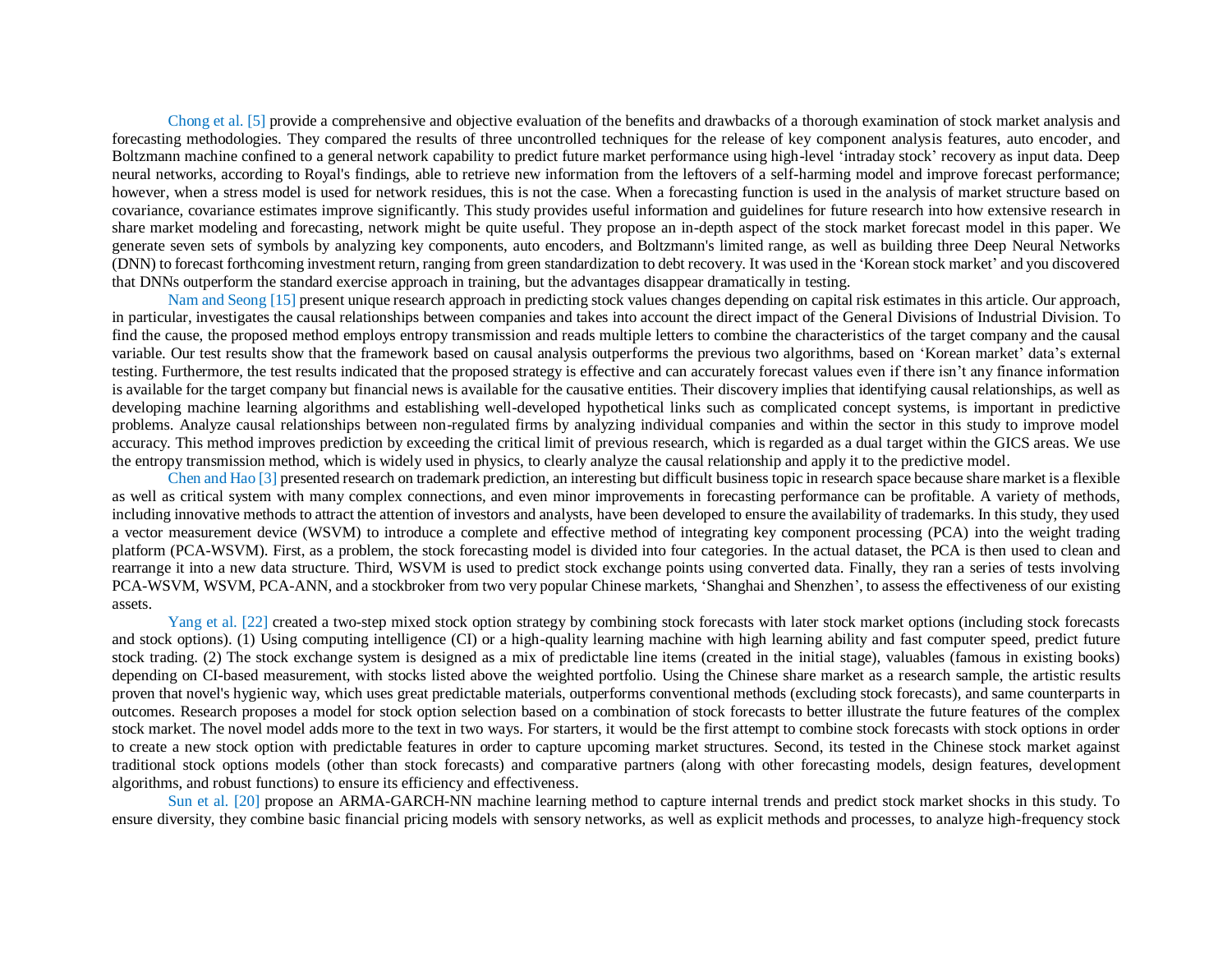Chong et al. [5] provide a comprehensive and objective evaluation of the benefits and drawbacks of a thorough examination of stock market analysis and forecasting methodologies. They compared the results of three uncontrolled techniques for the release of key component analysis features, auto encoder, and Boltzmann machine confined to a general network capability to predict future market performance using high-level 'intraday stock' recovery as input data. Deep neural networks, according to Royal's findings, able to retrieve new information from the leftovers of a self-harming model and improve forecast performance; however, when a stress model is used for network residues, this is not the case. When a forecasting function is used in the analysis of market structure based on covariance, covariance estimates improve significantly. This study provides useful information and guidelines for future research into how extensive research in share market modeling and forecasting, network might be quite useful. They propose an in-depth aspect of the stock market forecast model in this paper. We generate seven sets of symbols by analyzing key components, auto encoders, and Boltzmann's limited range, as well as building three Deep Neural Networks (DNN) to forecast forthcoming investment return, ranging from green standardization to debt recovery. It was used in the 'Korean stock market' and you discovered that DNNs outperform the standard exercise approach in training, but the advantages disappear dramatically in testing.

Nam and Seong [15] present unique research approach in predicting stock values changes depending on capital risk estimates in this article. Our approach, in particular, investigates the causal relationships between companies and takes into account the direct impact of the General Divisions of Industrial Division. To find the cause, the proposed method employs entropy transmission and reads multiple letters to combine the characteristics of the target company and the causal variable. Our test results show that the framework based on causal analysis outperforms the previous two algorithms, based on 'Korean market' data's external testing. Furthermore, the test results indicated that the proposed strategy is effective and can accurately forecast values even if there isn't any finance information is available for the target company but financial news is available for the causative entities. Their discovery implies that identifying causal relationships, as well as developing machine learning algorithms and establishing well-developed hypothetical links such as complicated concept systems, is important in predictive problems. Analyze causal relationships between non-regulated firms by analyzing individual companies and within the sector in this study to improve model accuracy. This method improves prediction by exceeding the critical limit of previous research, which is regarded as a dual target within the GICS areas. We use the entropy transmission method, which is widely used in physics, to clearly analyze the causal relationship and apply it to the predictive model.

Chen and Hao [3] presented research on trademark prediction, an interesting but difficult business topic in research space because share market is a flexible as well as critical system with many complex connections, and even minor improvements in forecasting performance can be profitable. A variety of methods, including innovative methods to attract the attention of investors and analysts, have been developed to ensure the availability of trademarks. In this study, they used a vector measurement device (WSVM) to introduce a complete and effective method of integrating key component processing (PCA) into the weight trading platform (PCA-WSVM). First, as a problem, the stock forecasting model is divided into four categories. In the actual dataset, the PCA is then used to clean and rearrange it into a new data structure. Third, WSVM is used to predict stock exchange points using converted data. Finally, they ran a series of tests involving PCA-WSVM, WSVM, PCA-ANN, and a stockbroker from two very popular Chinese markets, 'Shanghai and Shenzhen', to assess the effectiveness of our existing assets.

Yang et al. [22] created a two-step mixed stock option strategy by combining stock forecasts with later stock market options (including stock forecasts and stock options). (1) Using computing intelligence (CI) or a high-quality learning machine with high learning ability and fast computer speed, predict future stock trading. (2) The stock exchange system is designed as a mix of predictable line items (created in the initial stage), valuables (famous in existing books) depending on CI-based measurement, with stocks listed above the weighted portfolio. Using the Chinese share market as a research sample, the artistic results proven that novel's hygienic way, which uses great predictable materials, outperforms conventional methods (excluding stock forecasts), and same counterparts in outcomes. Research proposes a model for stock option selection based on a combination of stock forecasts to better illustrate the future features of the complex stock market. The novel model adds more to the text in two ways. For starters, it would be the first attempt to combine stock forecasts with stock options in order to create a new stock option with predictable features in order to capture upcoming market structures. Second, its tested in the Chinese stock market against traditional stock options models (other than stock forecasts) and comparative partners (along with other forecasting models, design features, development algorithms, and robust functions) to ensure its efficiency and effectiveness.

Sun et al. [20] propose an ARMA-GARCH-NN machine learning method to capture internal trends and predict stock market shocks in this study. To ensure diversity, they combine basic financial pricing models with sensory networks, as well as explicit methods and processes, to analyze high-frequency stock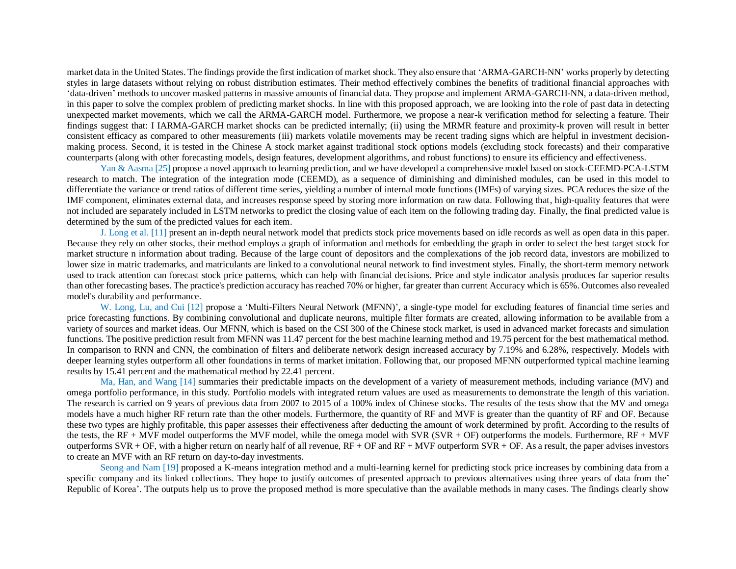market data in the United States. The findings provide the first indication of market shock. They also ensure that 'ARMA-GARCH-NN' works properly by detecting styles in large datasets without relying on robust distribution estimates. Their method effectively combines the benefits of traditional financial approaches with 'data-driven' methods to uncover masked patterns in massive amounts of financial data. They propose and implement ARMA-GARCH-NN, a data-driven method, in this paper to solve the complex problem of predicting market shocks. In line with this proposed approach, we are looking into the role of past data in detecting unexpected market movements, which we call the ARMA-GARCH model. Furthermore, we propose a near-k verification method for selecting a feature. Their findings suggest that: I IARMA-GARCH market shocks can be predicted internally; (ii) using the MRMR feature and proximity-k proven will result in better consistent efficacy as compared to other measurements (iii) markets volatile movements may be recent trading signs which are helpful in investment decision-making process. Second, it is tested in the Chinese A stock market against traditional stock options models (excluding stock forecasts) and their comparative counterparts (along with other forecasting models, design features, development algorithms, and robust functions) to ensure its efficiency and effectiveness.

Yan & Aasma [25] propose a novel approach to learning prediction, and we have developed a comprehensive model based on stock-CEEMD-PCA-LSTM research to match. The integration of the integration mode (CEEMD), as a sequence of diminishing and diminished modules, can be used in this model to differentiate the variance or trend ratios of different time series, yielding a number of internal mode functions (IMFs) of varying sizes. PCA reduces the size of the IMF component, eliminates external data, and increases response speed by storing more information on raw data. Following that, high-quality features that were not included are separately included in LSTM networks to predict the closing value of each item on the following trading day. Finally, the final predicted value is determined by the sum of the predicted values for each item.

J. Long et al. [11] present an in-depth neural network model that predicts stock price movements based on idle records as well as open data in this paper. Because they rely on other stocks, their method employs a graph of information and methods for embedding the graph in order to select the best target stock for market structure n information about trading. Because of the large count of depositors and the complexations of the job record data, investors are mobilized to lower size in matric trademarks, and matriculants are linked to a convolutional neural network to find investment styles. Finally, the short-term memory network used to track attention can forecast stock price patterns, which can help with financial decisions. Price and style indicator analysis produces far superior results than other forecasting bases. The practice's prediction accuracy has reached 70% or higher, far greater than current Accuracy which is 65%. Outcomes also revealed model's durability and performance.

W. Long, Lu, and Cui [12] propose a 'Multi-Filters Neural Network (MFNN)', a single-type model for excluding features of financial time series and price forecasting functions. By combining convolutional and duplicate neurons, multiple filter formats are created, allowing information to be available from a variety of sources and market ideas. Our MFNN, which is based on the CSI 300 of the Chinese stock market, is used in advanced market forecasts and simulation functions. The positive prediction result from MFNN was 11.47 percent for the best machine learning method and 19.75 percent for the best mathematical method. In comparison to RNN and CNN, the combination of filters and deliberate network design increased accuracy by 7.19% and 6.28%, respectively. Models with deeper learning styles outperform all other foundations in terms of market imitation. Following that, our proposed MFNN outperformed typical machine learning results by 15.41 percent and the mathematical method by 22.41 percent.

Ma, Han, and Wang [14] summaries their predictable impacts on the development of a variety of measurement methods, including variance (MV) and omega portfolio performance, in this study. Portfolio models with integrated return values are used as measurements to demonstrate the length of this variation. The research is carried on 9 years of previous data from 2007 to 2015 of a 100% index of Chinese stocks. The results of the tests show that the MV and omega models have a much higher RF return rate than the other models. Furthermore, the quantity of RF and MVF is greater than the quantity of RF and OF. Because these two types are highly profitable, this paper assesses their effectiveness after deducting the amount of work determined by profit. According to the results of the tests, the RF + MVF model outperforms the MVF model, while the omega model with SVR (SVR + OF) outperforms the models. Furthermore, RF + MVF outperforms SVR + OF, with a higher return on nearly half of all revenue, RF + OF and RF + MVF outperform SVR + OF. As a result, the paper advises investors to create an MVF with an RF return on day-to-day investments.

Seong and Nam [19] proposed a K-means integration method and a multi-learning kernel for predicting stock price increases by combining data from a specific company and its linked collections. They hope to justify outcomes of presented approach to previous alternatives using three years of data from the' Republic of Korea'. The outputs help us to prove the proposed method is more speculative than the available methods in many cases. The findings clearly show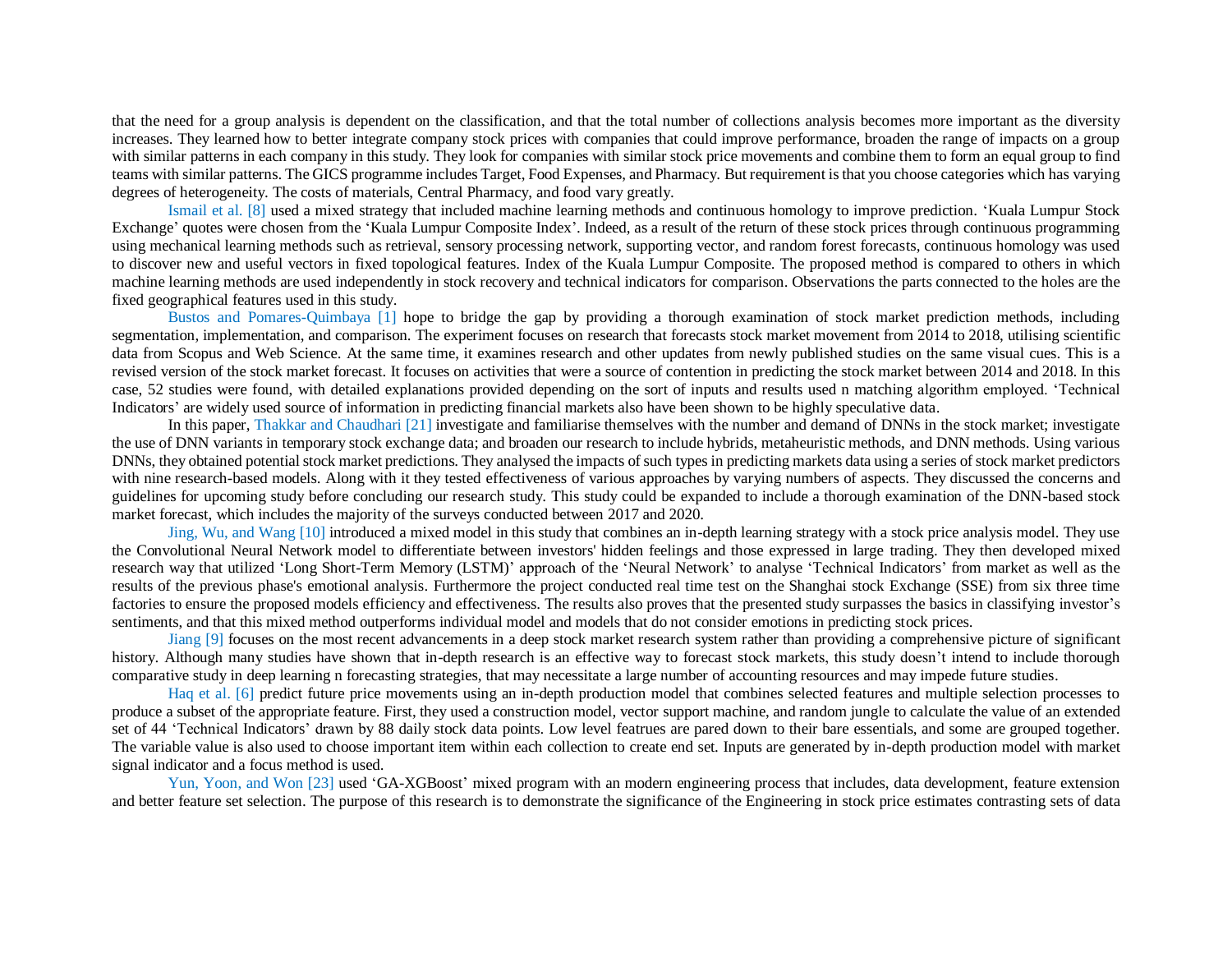that the need for a group analysis is dependent on the classification, and that the total number of collections analysis becomes more important as the diversity increases. They learned how to better integrate company stock prices with companies that could improve performance, broaden the range of impacts on a group with similar patterns in each company in this study. They look for companies with similar stock price movements and combine them to form an equal group to find teams with similar patterns. The GICS programme includes Target, Food Expenses, and Pharmacy. But requirement is that you choose categories which has varying degrees of heterogeneity. The costs of materials, Central Pharmacy, and food vary greatly.

Ismail et al. [8] used a mixed strategy that included machine learning methods and continuous homology to improve prediction. 'Kuala Lumpur Stock Exchange' quotes were chosen from the 'Kuala Lumpur Composite Index'. Indeed, as a result of the return of these stock prices through continuous programming using mechanical learning methods such as retrieval, sensory processing network, supporting vector, and random forest forecasts, continuous homology was used to discover new and useful vectors in fixed topological features. Index of the Kuala Lumpur Composite. The proposed method is compared to others in which machine learning methods are used independently in stock recovery and technical indicators for comparison. Observations the parts connected to the holes are the fixed geographical features used in this study.

Bustos and Pomares-Quimbaya [1] hope to bridge the gap by providing a thorough examination of stock market prediction methods, including segmentation, implementation, and comparison. The experiment focuses on research that forecasts stock market movement from 2014 to 2018, utilising scientific data from Scopus and Web Science. At the same time, it examines research and other updates from newly published studies on the same visual cues. This is a revised version of the stock market forecast. It focuses on activities that were a source of contention in predicting the stock market between 2014 and 2018. In this case, 52 studies were found, with detailed explanations provided depending on the sort of inputs and results used n matching algorithm employed. 'Technical Indicators' are widely used source of information in predicting financial markets also have been shown to be highly speculative data.

In this paper, Thakkar and Chaudhari [21] investigate and familiarise themselves with the number and demand of DNNs in the stock market; investigate the use of DNN variants in temporary stock exchange data; and broaden our research to include hybrids, metaheuristic methods, and DNN methods. Using various DNNs, they obtained potential stock market predictions. They analysed the impacts of such types in predicting markets data using a series of stock market predictors with nine research-based models. Along with it they tested effectiveness of various approaches by varying numbers of aspects. They discussed the concerns and guidelines for upcoming study before concluding our research study. This study could be expanded to include a thorough examination of the DNN-based stock market forecast, which includes the majority of the surveys conducted between 2017 and 2020.

Jing, Wu, and Wang [10] introduced a mixed model in this study that combines an in-depth learning strategy with a stock price analysis model. They use the Convolutional Neural Network model to differentiate between investors' hidden feelings and those expressed in large trading. They then developed mixed research way that utilized 'Long Short-Term Memory (LSTM)' approach of the 'Neural Network' to analyse 'Technical Indicators' from market as well as the results of the previous phase's emotional analysis. Furthermore the project conducted real time test on the Shanghai stock Exchange (SSE) from six three time factories to ensure the proposed models efficiency and effectiveness. The results also proves that the presented study surpasses the basics in classifying investor's sentiments, and that this mixed method outperforms individual model and models that do not consider emotions in predicting stock prices.

Jiang [9] focuses on the most recent advancements in a deep stock market research system rather than providing a comprehensive picture of significant history. Although many studies have shown that in-depth research is an effective way to forecast stock markets, this study doesn't intend to include thorough comparative study in deep learning n forecasting strategies, that may necessitate a large number of accounting resources and may impede future studies.

Haq et al. [6] predict future price movements using an in-depth production model that combines selected features and multiple selection processes to produce a subset of the appropriate feature. First, they used a construction model, vector support machine, and random jungle to calculate the value of an extended set of 44 'Technical Indicators' drawn by 88 daily stock data points. Low level featrues are pared down to their bare essentials, and some are grouped together. The variable value is also used to choose important item within each collection to create end set. Inputs are generated by in-depth production model with market signal indicator and a focus method is used.

Yun, Yoon, and Won [23] used 'GA-XGBoost' mixed program with an modern engineering process that includes, data development, feature extension and better feature set selection. The purpose of this research is to demonstrate the significance of the Engineering in stock price estimates contrasting sets of data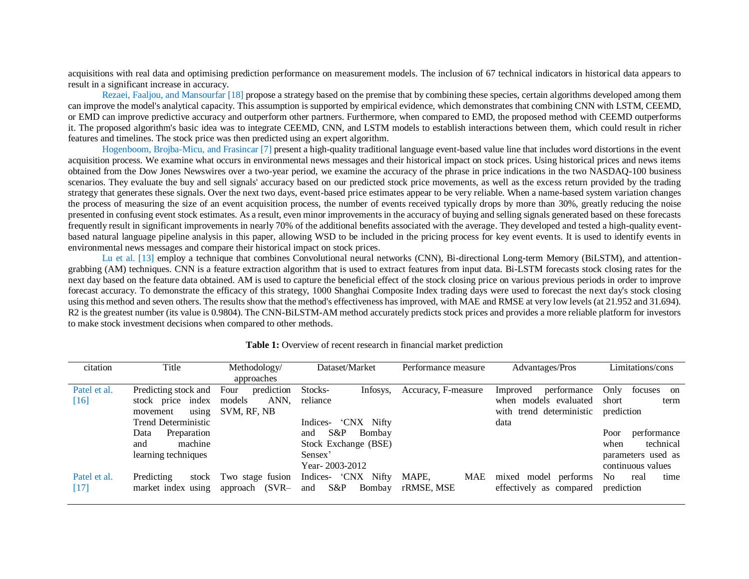acquisitions with real data and optimising prediction performance on measurement models. The inclusion of 67 technical indicators in historical data appears to result in a significant increase in accuracy.

Rezaei, Faaljou, and Mansourfar [18] propose a strategy based on the premise that by combining these species, certain algorithms developed among them can improve the model's analytical capacity. This assumption is supported by empirical evidence, which demonstrates that combining CNN with LSTM, CEEMD, or EMD can improve predictive accuracy and outperform other partners. Furthermore, when compared to EMD, the proposed method with CEEMD outperforms it. The proposed algorithm's basic idea was to integrate CEEMD, CNN, and LSTM models to establish interactions between them, which could result in richer features and timelines. The stock price was then predicted using an expert algorithm.

Hogenboom, Brojba-Micu, and Frasincar [7] present a high-quality traditional language event-based value line that includes word distortions in the event acquisition process. We examine what occurs in environmental news messages and their historical impact on stock prices. Using historical prices and news items obtained from the Dow Jones Newswires over a two-year period, we examine the accuracy of the phrase in price indications in the two NASDAQ-100 business scenarios. They evaluate the buy and sell signals' accuracy based on our predicted stock price movements, as well as the excess return provided by the trading strategy that generates these signals. Over the next two days, event-based price estimates appear to be very reliable. When a name-based system variation changes the process of measuring the size of an event acquisition process, the number of events received typically drops by more than 30%, greatly reducing the noise presented in confusing event stock estimates. As a result, even minor improvements in the accuracy of buying and selling signals generated based on these forecasts frequently result in significant improvements in nearly 70% of the additional benefits associated with the average. They developed and tested a high-quality event-based natural language pipeline analysis in this paper, allowing WSD to be included in the pricing process for key event events. It is used to identify events in environmental news messages and compare their historical impact on stock prices.

Lu et al. [13] employ a technique that combines Convolutional neural networks (CNN), Bi-directional Long-term Memory (BiLSTM), and attention-grabbing (AM) techniques. CNN is a feature extraction algorithm that is used to extract features from input data. Bi-LSTM forecasts stock closing rates for the next day based on the feature data obtained. AM is used to capture the beneficial effect of the stock closing price on various previous periods in order to improve forecast accuracy. To demonstrate the efficacy of this strategy, 1000 Shanghai Composite Index trading days were used to forecast the next day's stock closing using this method and seven others. The results show that the method's effectiveness has improved, with MAE and RMSE at very low levels (at 21.952 and 31.694). R2 is the greatest number (its value is 0.9804). The CNN-BiLSTM-AM method accurately predicts stock prices and provides a more reliable platform for investors to make stock investment decisions when compared to other methods.

**Table 1:** Overview of recent research in financial market prediction

| citation | Title | Methodology/ approaches | Dataset/Market | Performance measure | Advantages/Pros | Limitations/cons |
|---|---|---|---|---|---|---|
| Patel et al. [16] | Predicting stock and stock price index movement using Trend Deterministic Data Preparation and machine learning techniques | Four prediction models ANN, SVM, RF, NB | Stocks- Infosys, reliance<br><br>Indices- 'CNX Nifty and S&P Bombay Stock Exchange (BSE) Sensex'<br>Year- 2003-2012 | Accuracy, F-measure | Improved performance when models evaluated with trend deterministic data | Only focuses on short term prediction<br><br>Poor performance when technical parameters used as continuous values |
| Patel et al. [17] | Predicting stock market index using | Two stage fusion approach (SVR– | Indices- 'CNX Nifty and S&P Bombay | MAPE, MAE rRMSE, MSE | mixed model performs effectively as compared | No real time prediction |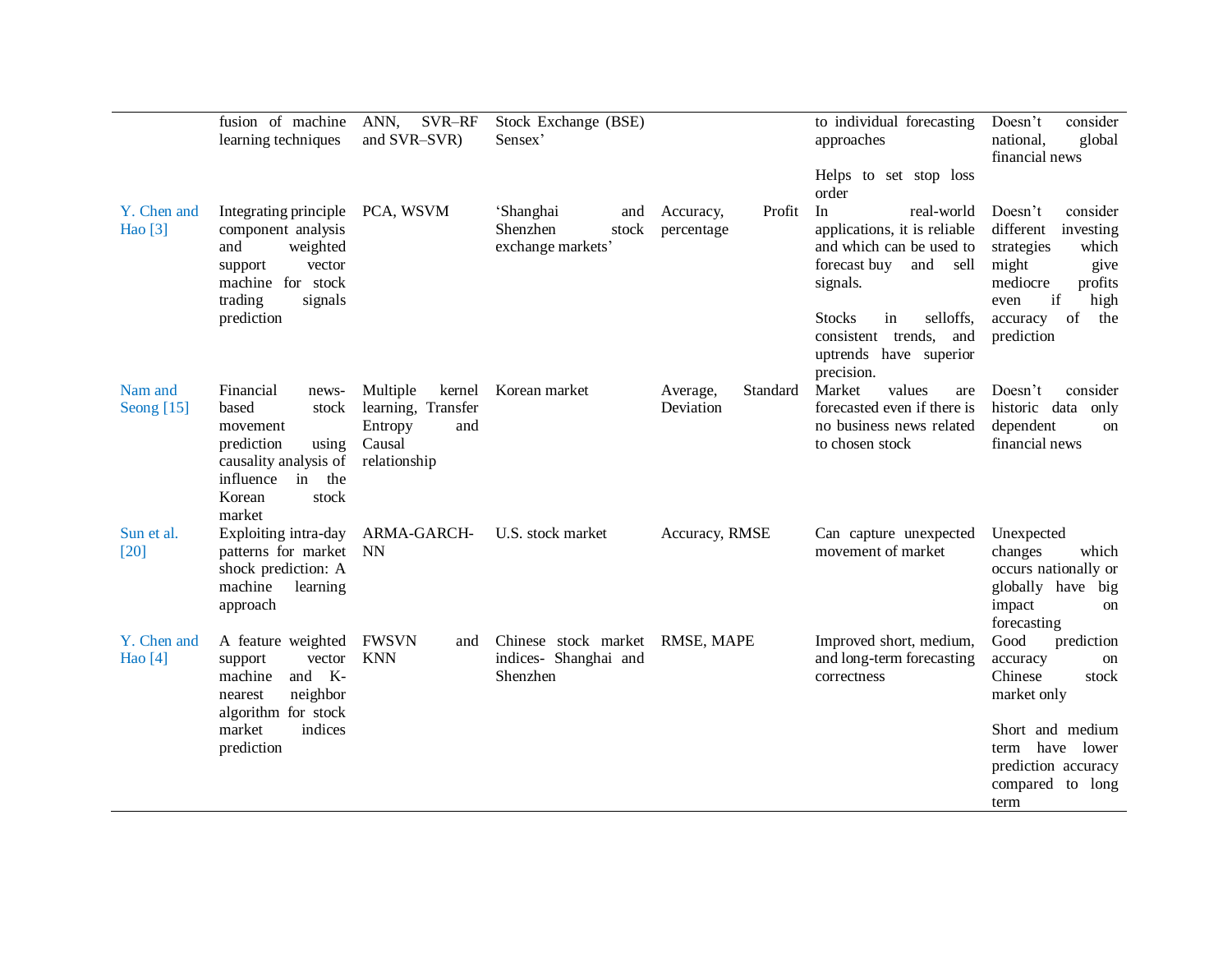| | | | | | | |
|---|---|---|---|---|---|---|
| | fusion of machine learning techniques | ANN, SVR–RF and SVR–SVR) | Stock Exchange (BSE) Sensex' | | to individual forecasting approaches<br><br>Helps to set stop loss order | Doesn't consider national, global financial news |
| Y. Chen and Hao [3] | Integrating principle component analysis and weighted support vector machine for stock trading signals prediction | PCA, WSVM | 'Shanghai and Shenzhen stock exchange markets' | Accuracy, Profit percentage | In real-world applications, it is reliable and which can be used to forecast buy and sell signals.<br><br>Stocks in selloffs, consistent trends, and uptrends have superior precision. | Doesn't consider different investing strategies which might give mediocre profits even if high accuracy of the prediction |
| Nam and Seong [15] | Financial news-based stock movement prediction using causality analysis of influence in the Korean stock market | Multiple kernel learning, Transfer Entropy and Causal relationship | Korean market | Average, Standard Deviation | Market values are forecasted even if there is no business news related to chosen stock | Doesn't consider historic data only dependent on financial news |
| Sun et al. [20] | Exploiting intra-day patterns for market shock prediction: A machine learning approach | ARMA-GARCH-NN | U.S. stock market | Accuracy, RMSE | Can capture unexpected movement of market | Unexpected changes which occurs nationally or globally have big impact on forecasting |
| Y. Chen and Hao [4] | A feature weighted support vector machine and K-nearest neighbor algorithm for stock market indices prediction | FWSVN and KNN | Chinese stock market indices- Shanghai and Shenzhen | RMSE, MAPE | Improved short, medium, and long-term forecasting correctness | Good prediction accuracy on Chinese stock market only<br><br>Short and medium term have lower prediction accuracy compared to long term |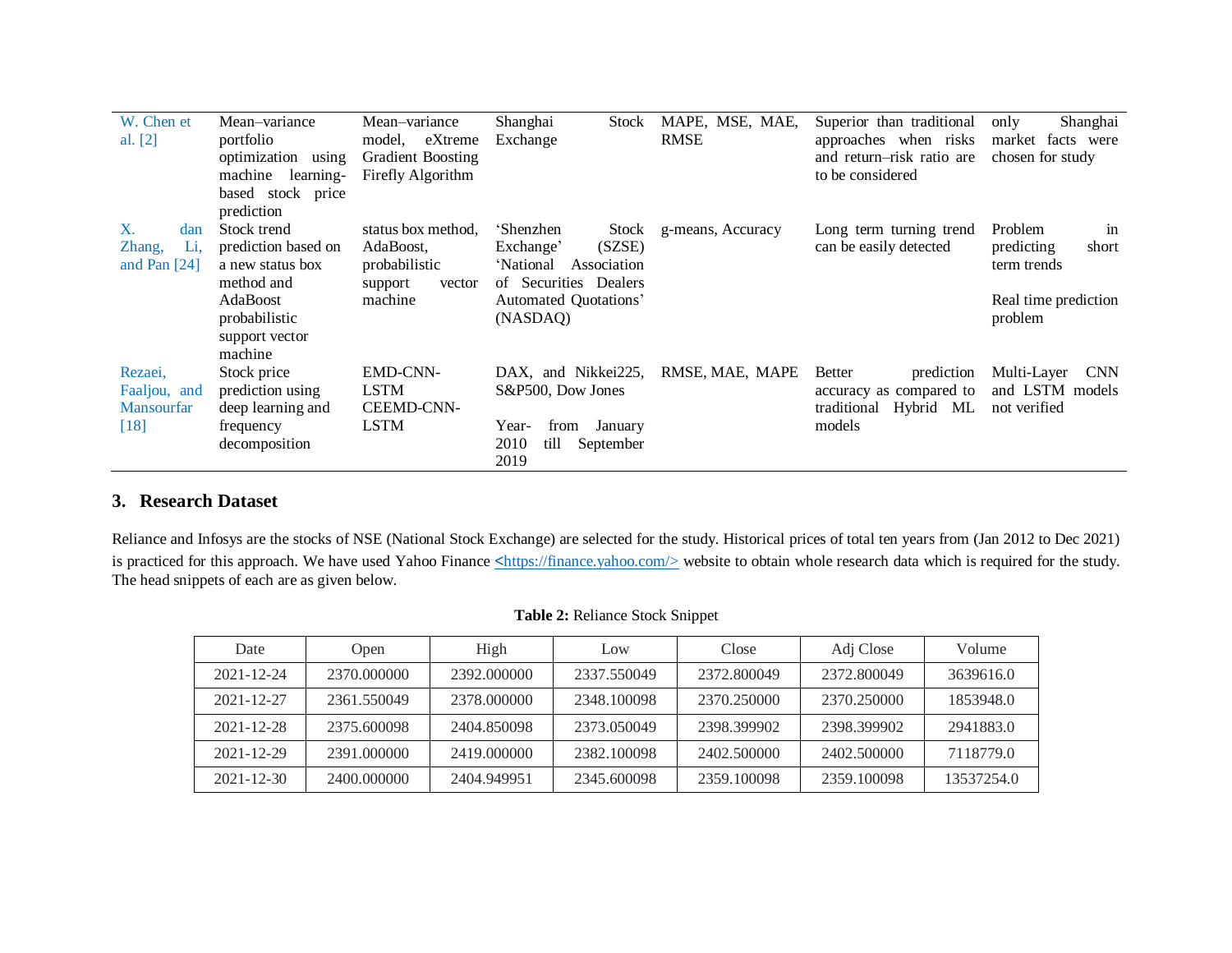| W. Chen et al. [2] | Mean–variance portfolio optimization using machine learning-based stock price prediction | Mean–variance model, eXtreme Gradient Boosting Firefly Algorithm | Shanghai Stock Exchange | MAPE, MSE, MAE, RMSE | Superior than traditional approaches when risks and return–risk ratio are to be considered | only Shanghai market facts were chosen for study |
|---|---|---|---|---|---|---|
| X. dan Zhang, Li, and Pan [24] | Stock trend prediction based on a new status box method and AdaBoost probabilistic support vector machine | status box method, AdaBoost, probabilistic support vector machine | 'Shenzhen Stock Exchange' (SZSE) 'National Association of Securities Dealers Automated Quotations' (NASDAQ) | g-means, Accuracy | Long term turning trend can be easily detected | Problem in predicting short term trends<br><br>Real time prediction problem |
| Rezaei, Faaljou, and Mansourfar [18] | Stock price prediction using deep learning and frequency decomposition | EMD-CNN-LSTM CEEMD-CNN-LSTM | DAX, and Nikkei225, S&P500, Dow Jones<br><br>Year- from January 2010 till September 2019 | RMSE, MAE, MAPE | Better prediction accuracy as compared to traditional Hybrid ML models | Multi-Layer CNN and LSTM models not verified |

## 3. Research Dataset

Reliance and Infosys are the stocks of NSE (National Stock Exchange) are selected for the study. Historical prices of total ten years from (Jan 2012 to Dec 2021) is practiced for this approach. We have used Yahoo Finance <https://finance.yahoo.com/> website to obtain whole research data which is required for the study. The head snippets of each are as given below.

**Table 2:** Reliance Stock Snippet

| Date | Open | High | Low | Close | Adj Close | Volume |
|---|---|---|---|---|---|---|
| 2021-12-24 | 2370.000000 | 2392.000000 | 2337.550049 | 2372.800049 | 2372.800049 | 3639616.0 |
| 2021-12-27 | 2361.550049 | 2378.000000 | 2348.100098 | 2370.250000 | 2370.250000 | 1853948.0 |
| 2021-12-28 | 2375.600098 | 2404.850098 | 2373.050049 | 2398.399902 | 2398.399902 | 2941883.0 |
| 2021-12-29 | 2391.000000 | 2419.000000 | 2382.100098 | 2402.500000 | 2402.500000 | 7118779.0 |
| 2021-12-30 | 2400.000000 | 2404.949951 | 2345.600098 | 2359.100098 | 2359.100098 | 13537254.0 |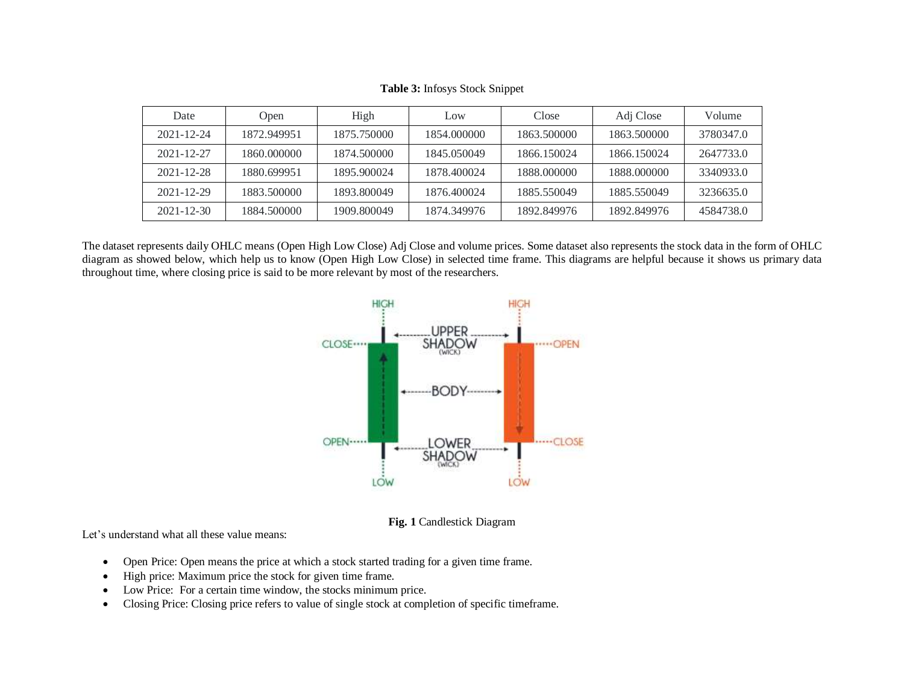**Table 3:** Infosys Stock Snippet

| Date | Open | High | Low | Close | Adj Close | Volume |
|---|---|---|---|---|---|---|
| 2021-12-24 | 1872.949951 | 1875.750000 | 1854.000000 | 1863.500000 | 1863.500000 | 3780347.0 |
| 2021-12-27 | 1860.000000 | 1874.500000 | 1845.050049 | 1866.150024 | 1866.150024 | 2647733.0 |
| 2021-12-28 | 1880.699951 | 1895.900024 | 1878.400024 | 1888.000000 | 1888.000000 | 3340933.0 |
| 2021-12-29 | 1883.500000 | 1893.800049 | 1876.400024 | 1885.550049 | 1885.550049 | 3236635.0 |
| 2021-12-30 | 1884.500000 | 1909.800049 | 1874.349976 | 1892.849976 | 1892.849976 | 4584738.0 |

The dataset represents daily OHLC means (Open High Low Close) Adj Close and volume prices. Some dataset also represents the stock data in the form of OHLC diagram as showed below, which help us to know (Open High Low Close) in selected time frame. This diagrams are helpful because it shows us primary data throughout time, where closing price is said to be more relevant by most of the researchers.

**Fig. 1** Candlestick Diagram

Let's understand what all these value means:

- Open Price: Open means the price at which a stock started trading for a given time frame.
- High price: Maximum price the stock for given time frame.
- Low Price: For a certain time window, the stocks minimum price.
- Closing Price: Closing price refers to value of single stock at completion of specific timeframe.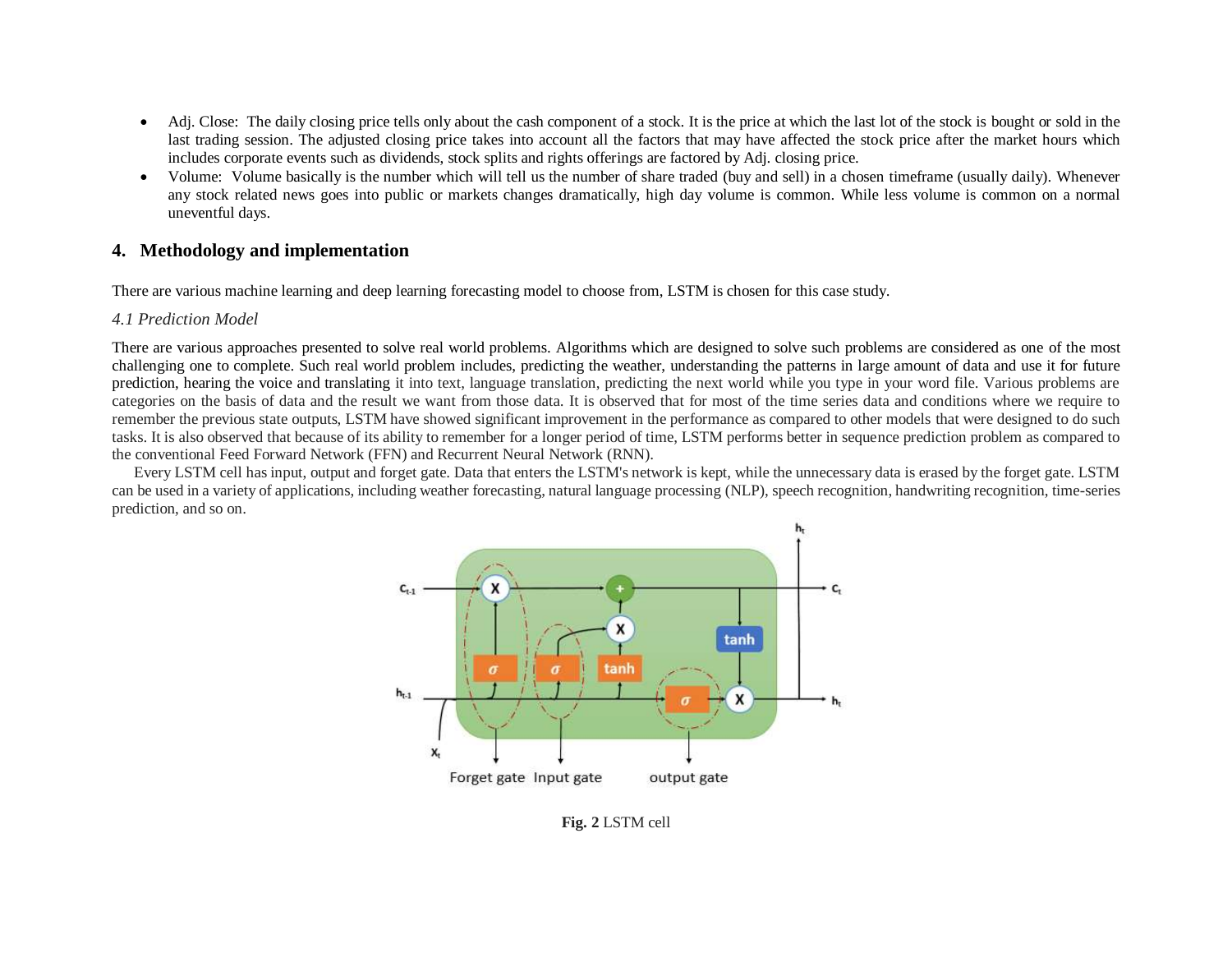- Adj. Close: The daily closing price tells only about the cash component of a stock. It is the price at which the last lot of the stock is bought or sold in the last trading session. The adjusted closing price takes into account all the factors that may have affected the stock price after the market hours which includes corporate events such as dividends, stock splits and rights offerings are factored by Adj. closing price.
- Volume: Volume basically is the number which will tell us the number of share traded (buy and sell) in a chosen timeframe (usually daily). Whenever any stock related news goes into public or markets changes dramatically, high day volume is common. While less volume is common on a normal uneventful days.

## 4. Methodology and implementation

There are various machine learning and deep learning forecasting model to choose from, LSTM is chosen for this case study.

### *4.1 Prediction Model*

There are various approaches presented to solve real world problems. Algorithms which are designed to solve such problems are considered as one of the most challenging one to complete. Such real world problem includes, predicting the weather, understanding the patterns in large amount of data and use it for future prediction, hearing the voice and translating it into text, language translation, predicting the next world while you type in your word file. Various problems are categories on the basis of data and the result we want from those data. It is observed that for most of the time series data and conditions where we require to remember the previous state outputs, LSTM have showed significant improvement in the performance as compared to other models that were designed to do such tasks. It is also observed that because of its ability to remember for a longer period of time, LSTM performs better in sequence prediction problem as compared to the conventional Feed Forward Network (FFN) and Recurrent Neural Network (RNN).

Every LSTM cell has input, output and forget gate. Data that enters the LSTM's network is kept, while the unnecessary data is erased by the forget gate. LSTM can be used in a variety of applications, including weather forecasting, natural language processing (NLP), speech recognition, handwriting recognition, time-series prediction, and so on.

**Fig. 2** LSTM cell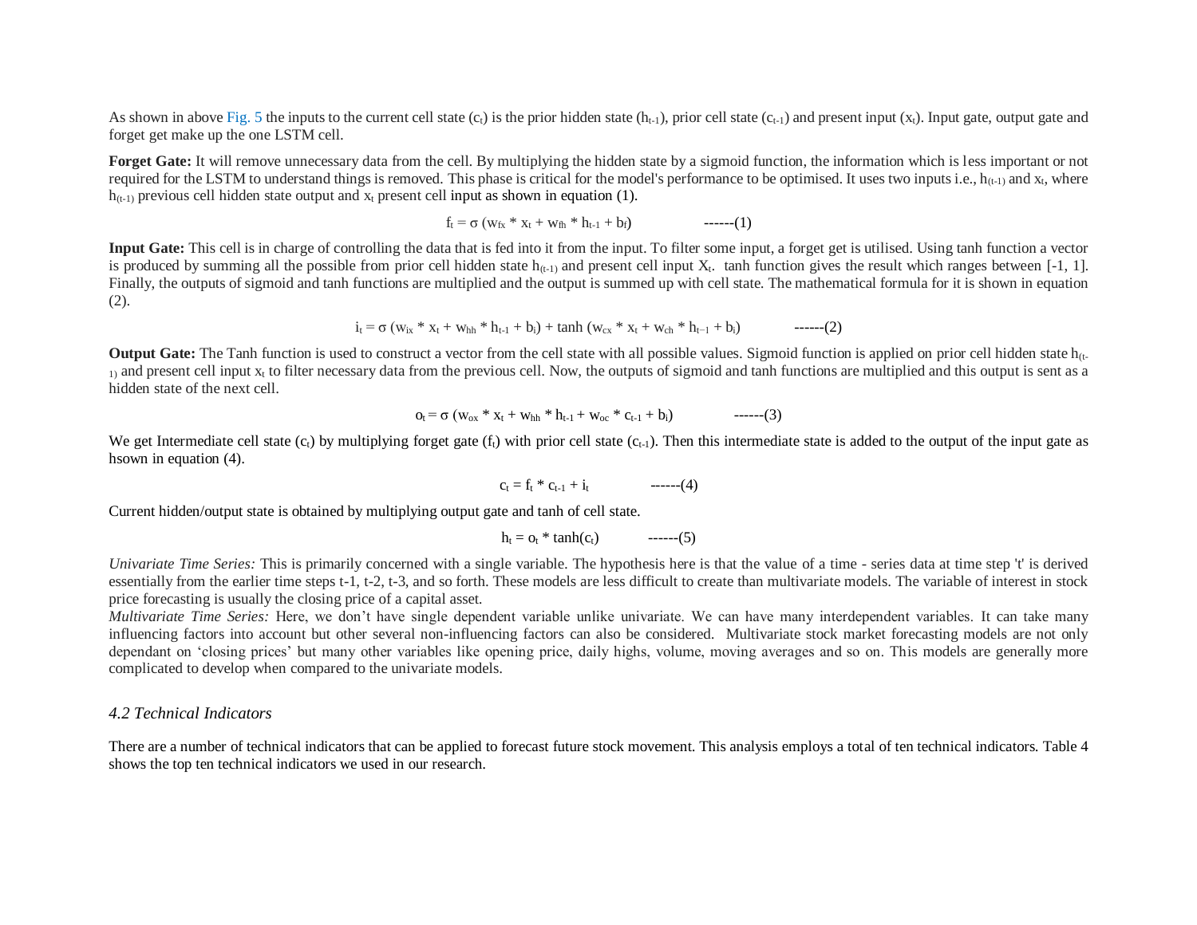As shown in above Fig. 5 the inputs to the current cell state ($c_t$) is the prior hidden state ($h_{t-1}$), prior cell state ($c_{t-1}$) and present input ($x_t$). Input gate, output gate and forget get make up the one LSTM cell.

**Forget Gate:** It will remove unnecessary data from the cell. By multiplying the hidden state by a sigmoid function, the information which is less important or not required for the LSTM to understand things is removed. This phase is critical for the model's performance to be optimised. It uses two inputs i.e., $h_{(t-1)}$ and $x_t$, where $h_{(t-1)}$ previous cell hidden state output and $x_t$ present cell input as shown in equation (1).

$$f_t = \sigma (w_{fx} * x_t + w_{fh} * h_{t-1} + b_f) \qquad \text{------(1)}$$

**Input Gate:** This cell is in charge of controlling the data that is fed into it from the input. To filter some input, a forget get is utilised. Using tanh function a vector is produced by summing all the possible from prior cell hidden state $h_{(t-1)}$ and present cell input $X_t$. tanh function gives the result which ranges between [-1, 1]. Finally, the outputs of sigmoid and tanh functions are multiplied and the output is summed up with cell state. The mathematical formula for it is shown in equation (2).

$$i_t = \sigma (w_{ix} * x_t + w_{hh} * h_{t-1} + b_i) + \tanh (w_{cx} * x_t + w_{ch} * h_{t-1} + b_i) \qquad \text{------(2)}$$

**Output Gate:** The Tanh function is used to construct a vector from the cell state with all possible values. Sigmoid function is applied on prior cell hidden state $h_{(t-1)}$ and present cell input $x_t$ to filter necessary data from the previous cell. Now, the outputs of sigmoid and tanh functions are multiplied and this output is sent as a hidden state of the next cell.

$$o_t = \sigma (w_{ox} * x_t + w_{hh} * h_{t-1} + w_{oc} * c_{t-1} + b_i) \qquad \text{------(3)}$$

We get Intermediate cell state ($c_t$) by multiplying forget gate ($f_t$) with prior cell state ($c_{t-1}$). Then this intermediate state is added to the output of the input gate as hsown in equation (4).

$$c_t = f_t * c_{t-1} + i_t \qquad \text{------(4)}$$

Current hidden/output state is obtained by multiplying output gate and tanh of cell state.

$$h_t = o_t * \tanh(c_t) \qquad \text{------(5)}$$

*Univariate Time Series:* This is primarily concerned with a single variable. The hypothesis here is that the value of a time - series data at time step 't' is derived essentially from the earlier time steps t-1, t-2, t-3, and so forth. These models are less difficult to create than multivariate models. The variable of interest in stock price forecasting is usually the closing price of a capital asset.

*Multivariate Time Series:* Here, we don't have single dependent variable unlike univariate. We can have many interdependent variables. It can take many influencing factors into account but other several non-influencing factors can also be considered. Multivariate stock market forecasting models are not only dependant on 'closing prices' but many other variables like opening price, daily highs, volume, moving averages and so on. This models are generally more complicated to develop when compared to the univariate models.

### *4.2 Technical Indicators*

There are a number of technical indicators that can be applied to forecast future stock movement. This analysis employs a total of ten technical indicators. Table 4 shows the top ten technical indicators we used in our research.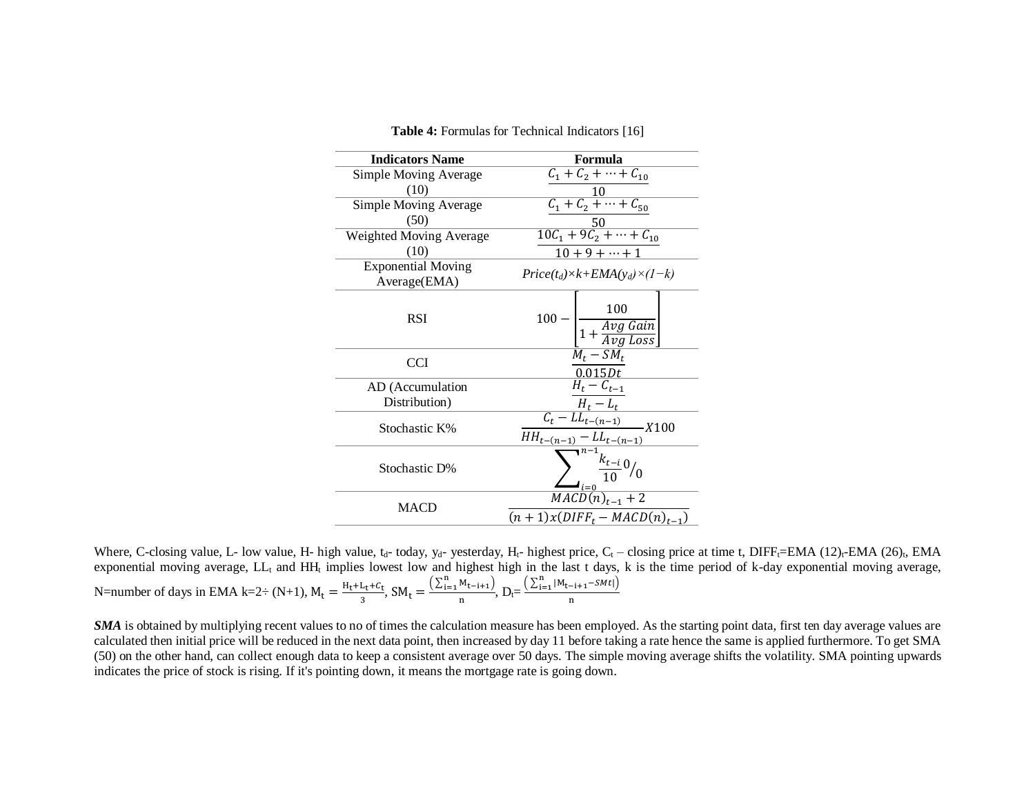**Table 4:** Formulas for Technical Indicators [16]

| Indicators Name | Formula |
| --- | --- |
| Simple Moving Average (10) | $\frac{C_1 + C_2 + \cdots + C_{10}}{10}$ |
| Simple Moving Average (50) | $\frac{C_1 + C_2 + \cdots + C_{50}}{50}$ |
| Weighted Moving Average (10) | $\frac{10C_1 + 9C_2 + \cdots + C_{10}}{10 + 9 + \cdots + 1}$ |
| Exponential Moving Average(EMA) | $Price(t_d) \times k + EMA(y_d) \times (1-k)$ |
| RSI | $100 - \left[ \frac{100}{1 + \frac{Avg\ Gain}{Avg\ Loss}} \right]$ |
| CCI | $\frac{M_t - SM_t}{0.015Dt}$ |
| AD (Accumulation Distribution) | $\frac{H_t - C_{t-1}}{H_t - L_t}$ |
| Stochastic K% | $\frac{C_t - LL_{t-(n-1)}}{HH_{t-(n-1)} - LL_{t-(n-1)}} X100$ |
| Stochastic D% | $\sum_{i=0}^{n-1} \frac{k_{t-i}}{10} {}^{0}/_{0}$ |
| MACD | $\frac{MACD(n)_{t-1} + 2}{(n+1)x(DIFF_t - MACD(n)_{t-1})}$ |

Where, C-closing value, L- low value, H- high value, $t_d$- today, $y_d$- yesterday, $H_t$- highest price, $C_t$ – closing price at time t, $DIFF_t = EMA\ (12)_t - EMA\ (26)_t$, EMA exponential moving average, $LL_t$ and $HH_t$ implies lowest low and highest high in the last t days, k is the time period of k-day exponential moving average, N=number of days in EMA k=2÷ (N+1), $M_t = \frac{H_t + L_t + C_t}{3}$, $SM_t = \frac{\left(\sum_{i=1}^{n} M_{t-i+1}\right)}{n}$, $D_t = \frac{\left(\sum_{i=1}^{n} |M_{t-i+1} - SMt|\right)}{n}$

***SMA*** is obtained by multiplying recent values to no of times the calculation measure has been employed. As the starting point data, first ten day average values are calculated then initial price will be reduced in the next data point, then increased by day 11 before taking a rate hence the same is applied furthermore. To get SMA (50) on the other hand, can collect enough data to keep a consistent average over 50 days. The simple moving average shifts the volatility. SMA pointing upwards indicates the price of stock is rising. If it's pointing down, it means the mortgage rate is going down.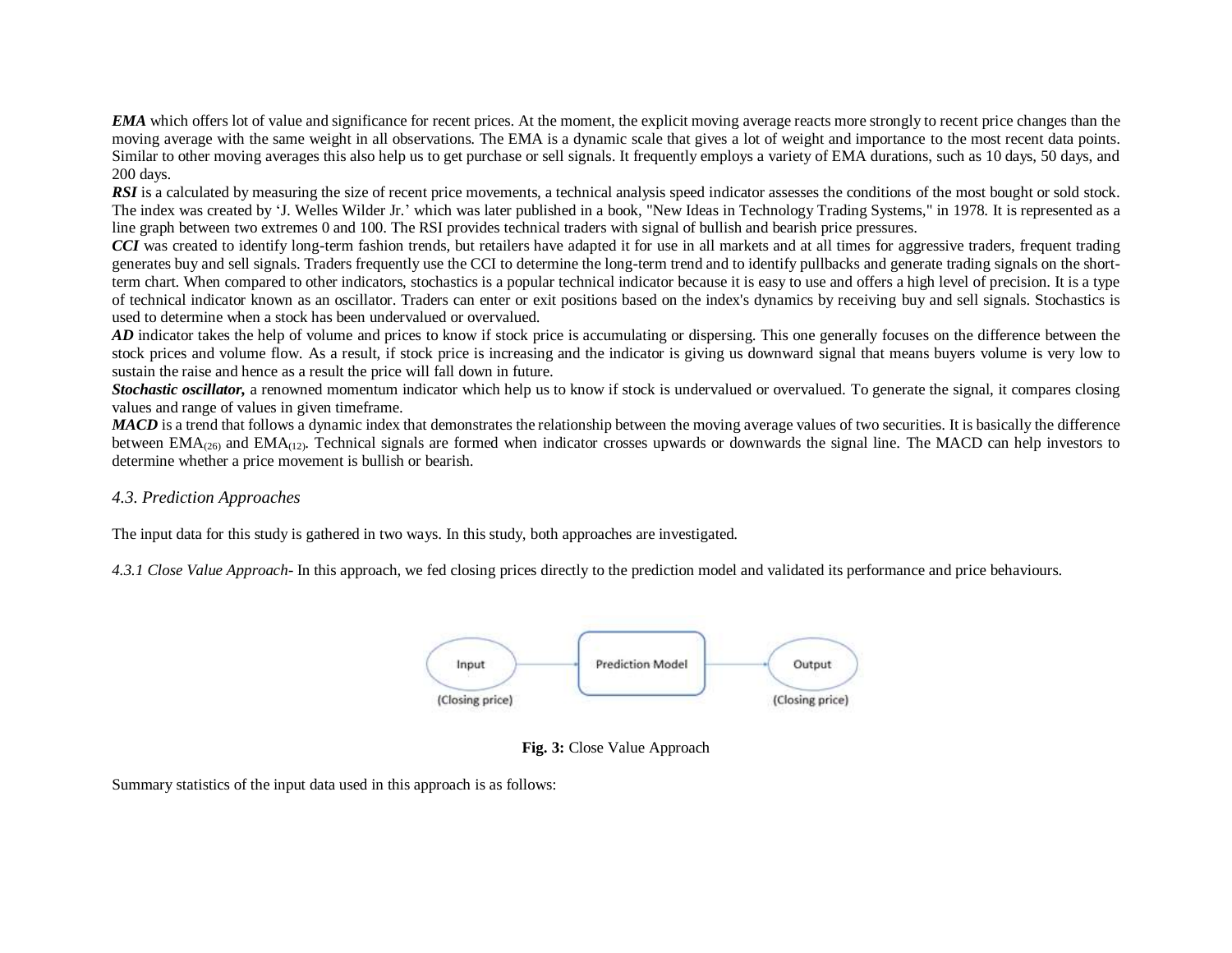***EMA*** which offers lot of value and significance for recent prices. At the moment, the explicit moving average reacts more strongly to recent price changes than the moving average with the same weight in all observations. The EMA is a dynamic scale that gives a lot of weight and importance to the most recent data points. Similar to other moving averages this also help us to get purchase or sell signals. It frequently employs a variety of EMA durations, such as 10 days, 50 days, and 200 days.

***RSI*** is a calculated by measuring the size of recent price movements, a technical analysis speed indicator assesses the conditions of the most bought or sold stock. The index was created by 'J. Welles Wilder Jr.' which was later published in a book, "New Ideas in Technology Trading Systems," in 1978. It is represented as a line graph between two extremes 0 and 100. The RSI provides technical traders with signal of bullish and bearish price pressures.

***CCI*** was created to identify long-term fashion trends, but retailers have adapted it for use in all markets and at all times for aggressive traders, frequent trading generates buy and sell signals. Traders frequently use the CCI to determine the long-term trend and to identify pullbacks and generate trading signals on the short-term chart. When compared to other indicators, stochastics is a popular technical indicator because it is easy to use and offers a high level of precision. It is a type of technical indicator known as an oscillator. Traders can enter or exit positions based on the index's dynamics by receiving buy and sell signals. Stochastics is used to determine when a stock has been undervalued or overvalued.

***AD*** indicator takes the help of volume and prices to know if stock price is accumulating or dispersing. This one generally focuses on the difference between the stock prices and volume flow. As a result, if stock price is increasing and the indicator is giving us downward signal that means buyers volume is very low to sustain the raise and hence as a result the price will fall down in future.

***Stochastic oscillator,*** a renowned momentum indicator which help us to know if stock is undervalued or overvalued. To generate the signal, it compares closing values and range of values in given timeframe.

***MACD*** is a trend that follows a dynamic index that demonstrates the relationship between the moving average values of two securities. It is basically the difference between $EMA_{(26)}$ and $EMA_{(12)}$. Technical signals are formed when indicator crosses upwards or downwards the signal line. The MACD can help investors to determine whether a price movement is bullish or bearish.

### *4.3. Prediction Approaches*

The input data for this study is gathered in two ways. In this study, both approaches are investigated.

*4.3.1 Close Value Approach-* In this approach, we fed closing prices directly to the prediction model and validated its performance and price behaviours.

Input (Closing price) → Prediction Model → Output (Closing price)

**Fig. 3:** Close Value Approach

Summary statistics of the input data used in this approach is as follows: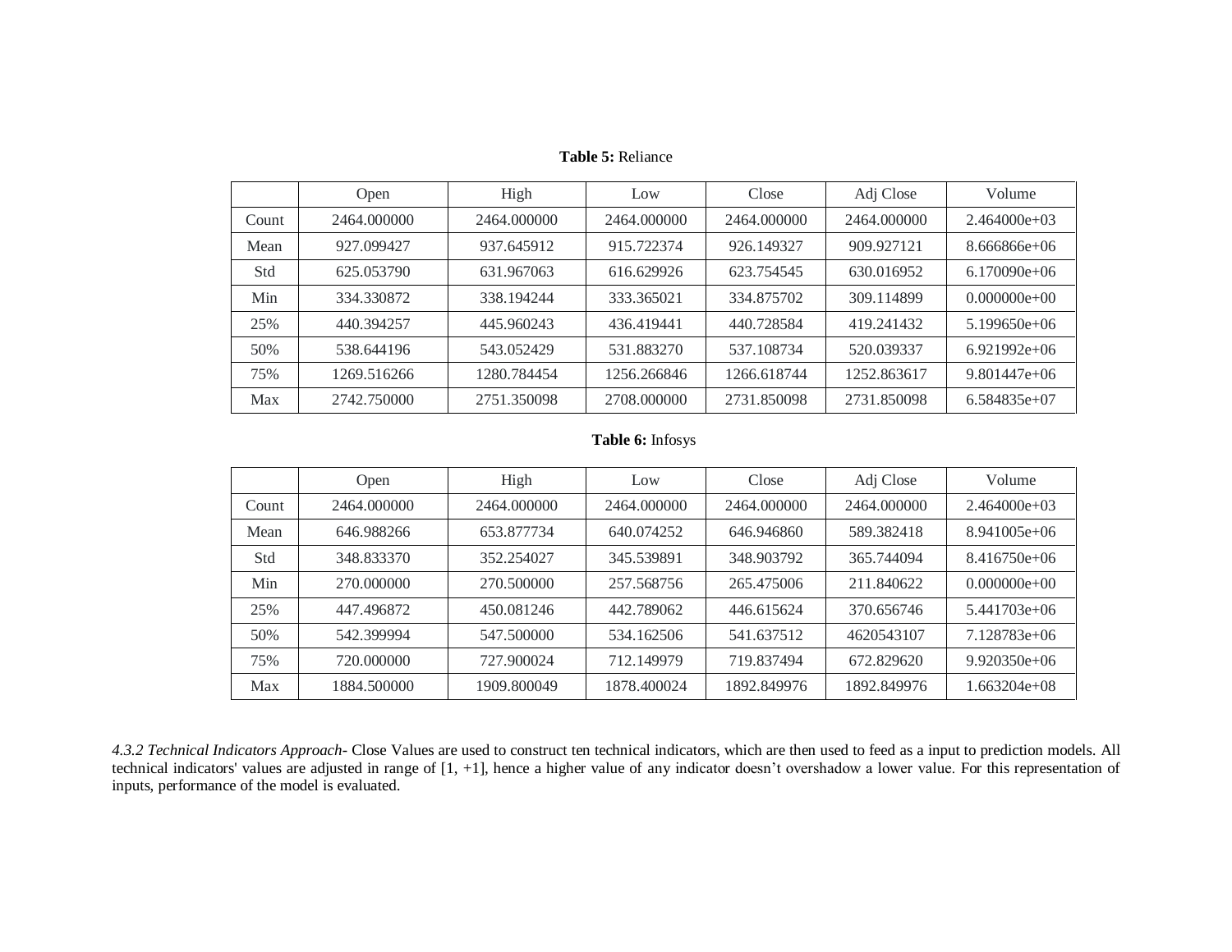**Table 5:** Reliance

| | Open | High | Low | Close | Adj Close | Volume |
|---|---|---|---|---|---|---|
| Count | 2464.000000 | 2464.000000 | 2464.000000 | 2464.000000 | 2464.000000 | 2.464000e+03 |
| Mean | 927.099427 | 937.645912 | 915.722374 | 926.149327 | 909.927121 | 8.666866e+06 |
| Std | 625.053790 | 631.967063 | 616.629926 | 623.754545 | 630.016952 | 6.170090e+06 |
| Min | 334.330872 | 338.194244 | 333.365021 | 334.875702 | 309.114899 | 0.000000e+00 |
| 25% | 440.394257 | 445.960243 | 436.419441 | 440.728584 | 419.241432 | 5.199650e+06 |
| 50% | 538.644196 | 543.052429 | 531.883270 | 537.108734 | 520.039337 | 6.921992e+06 |
| 75% | 1269.516266 | 1280.784454 | 1256.266846 | 1266.618744 | 1252.863617 | 9.801447e+06 |
| Max | 2742.750000 | 2751.350098 | 2708.000000 | 2731.850098 | 2731.850098 | 6.584835e+07 |

**Table 6:** Infosys

| | Open | High | Low | Close | Adj Close | Volume |
|---|---|---|---|---|---|---|
| Count | 2464.000000 | 2464.000000 | 2464.000000 | 2464.000000 | 2464.000000 | 2.464000e+03 |
| Mean | 646.988266 | 653.877734 | 640.074252 | 646.946860 | 589.382418 | 8.941005e+06 |
| Std | 348.833370 | 352.254027 | 345.539891 | 348.903792 | 365.744094 | 8.416750e+06 |
| Min | 270.000000 | 270.500000 | 257.568756 | 265.475006 | 211.840622 | 0.000000e+00 |
| 25% | 447.496872 | 450.081246 | 442.789062 | 446.615624 | 370.656746 | 5.441703e+06 |
| 50% | 542.399994 | 547.500000 | 534.162506 | 541.637512 | 4620543107 | 7.128783e+06 |
| 75% | 720.000000 | 727.900024 | 712.149979 | 719.837494 | 672.829620 | 9.920350e+06 |
| Max | 1884.500000 | 1909.800049 | 1878.400024 | 1892.849976 | 1892.849976 | 1.663204e+08 |

*4.3.2 Technical Indicators Approach*- Close Values are used to construct ten technical indicators, which are then used to feed as a input to prediction models. All technical indicators' values are adjusted in range of [1, +1], hence a higher value of any indicator doesn't overshadow a lower value. For this representation of inputs, performance of the model is evaluated.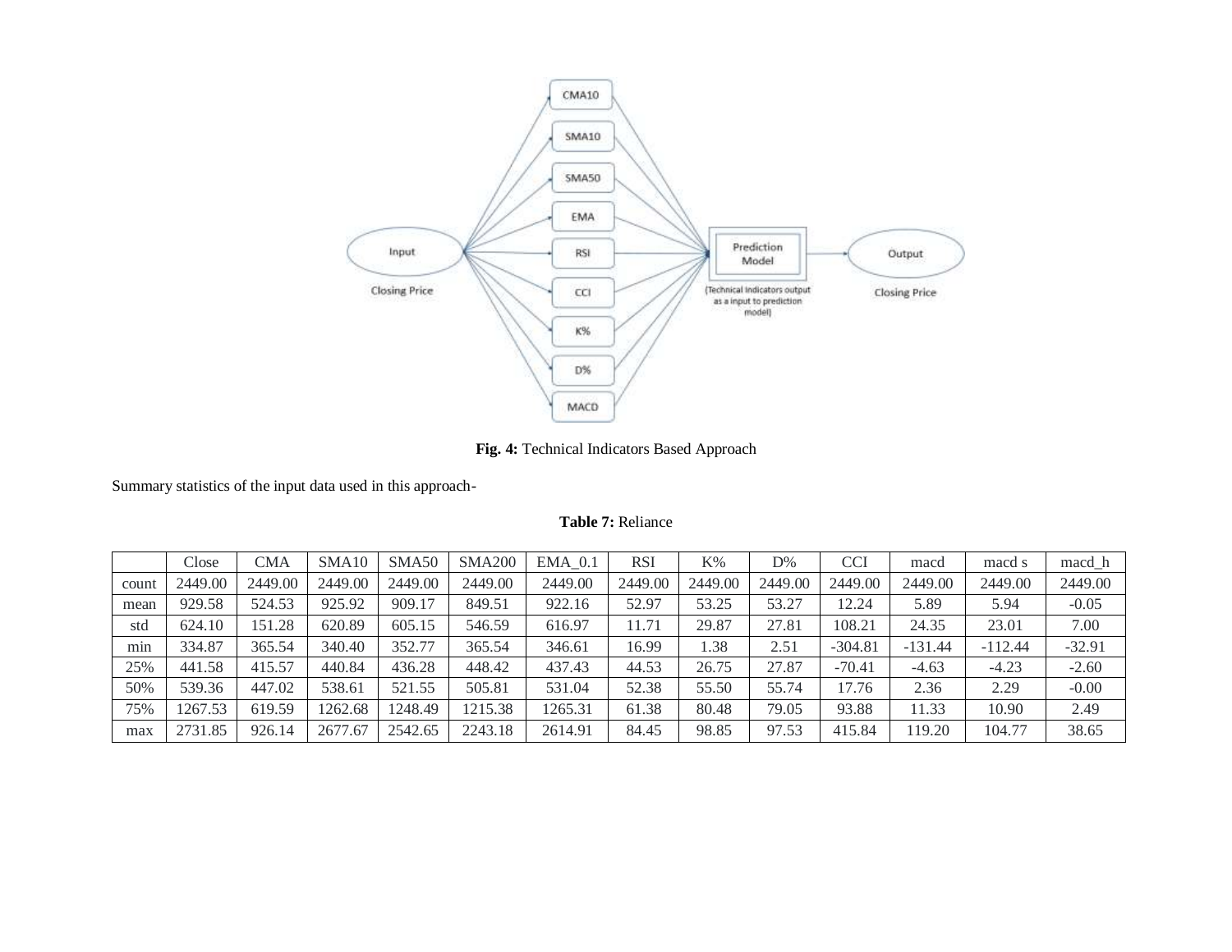**Fig. 4:** Technical Indicators Based Approach

Summary statistics of the input data used in this approach-

**Table 7:** Reliance

| | Close | CMA | SMA10 | SMA50 | SMA200 | EMA_0.1 | RSI | K% | D% | CCI | macd | macd s | macd_h |
|---|---|---|---|---|---|---|---|---|---|---|---|---|---|
| count | 2449.00 | 2449.00 | 2449.00 | 2449.00 | 2449.00 | 2449.00 | 2449.00 | 2449.00 | 2449.00 | 2449.00 | 2449.00 | 2449.00 | 2449.00 |
| mean | 929.58 | 524.53 | 925.92 | 909.17 | 849.51 | 922.16 | 52.97 | 53.25 | 53.27 | 12.24 | 5.89 | 5.94 | -0.05 |
| std | 624.10 | 151.28 | 620.89 | 605.15 | 546.59 | 616.97 | 11.71 | 29.87 | 27.81 | 108.21 | 24.35 | 23.01 | 7.00 |
| min | 334.87 | 365.54 | 340.40 | 352.77 | 365.54 | 346.61 | 16.99 | 1.38 | 2.51 | -304.81 | -131.44 | -112.44 | -32.91 |
| 25% | 441.58 | 415.57 | 440.84 | 436.28 | 448.42 | 437.43 | 44.53 | 26.75 | 27.87 | -70.41 | -4.63 | -4.23 | -2.60 |
| 50% | 539.36 | 447.02 | 538.61 | 521.55 | 505.81 | 531.04 | 52.38 | 55.50 | 55.74 | 17.76 | 2.36 | 2.29 | -0.00 |
| 75% | 1267.53 | 619.59 | 1262.68 | 1248.49 | 1215.38 | 1265.31 | 61.38 | 80.48 | 79.05 | 93.88 | 11.33 | 10.90 | 2.49 |
| max | 2731.85 | 926.14 | 2677.67 | 2542.65 | 2243.18 | 2614.91 | 84.45 | 98.85 | 97.53 | 415.84 | 119.20 | 104.77 | 38.65 |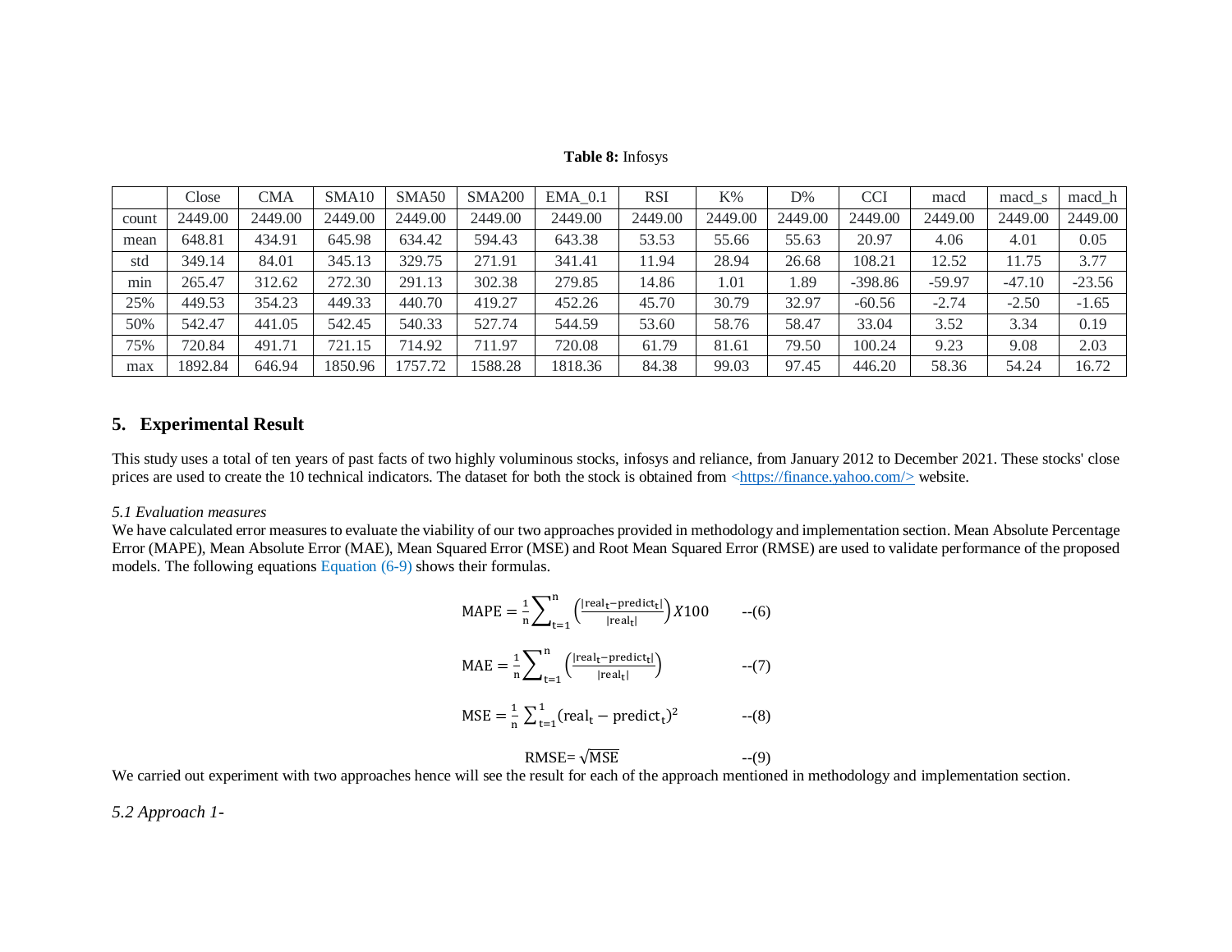**Table 8:** Infosys

| | Close | CMA | SMA10 | SMA50 | SMA200 | EMA_0.1 | RSI | K% | D% | CCI | macd | macd_s | macd_h |
|---|---|---|---|---|---|---|---|---|---|---|---|---|---|
| count | 2449.00 | 2449.00 | 2449.00 | 2449.00 | 2449.00 | 2449.00 | 2449.00 | 2449.00 | 2449.00 | 2449.00 | 2449.00 | 2449.00 | 2449.00 |
| mean | 648.81 | 434.91 | 645.98 | 634.42 | 594.43 | 643.38 | 53.53 | 55.66 | 55.63 | 20.97 | 4.06 | 4.01 | 0.05 |
| std | 349.14 | 84.01 | 345.13 | 329.75 | 271.91 | 341.41 | 11.94 | 28.94 | 26.68 | 108.21 | 12.52 | 11.75 | 3.77 |
| min | 265.47 | 312.62 | 272.30 | 291.13 | 302.38 | 279.85 | 14.86 | 1.01 | 1.89 | -398.86 | -59.97 | -47.10 | -23.56 |
| 25% | 449.53 | 354.23 | 449.33 | 440.70 | 419.27 | 452.26 | 45.70 | 30.79 | 32.97 | -60.56 | -2.74 | -2.50 | -1.65 |
| 50% | 542.47 | 441.05 | 542.45 | 540.33 | 527.74 | 544.59 | 53.60 | 58.76 | 58.47 | 33.04 | 3.52 | 3.34 | 0.19 |
| 75% | 720.84 | 491.71 | 721.15 | 714.92 | 711.97 | 720.08 | 61.79 | 81.61 | 79.50 | 100.24 | 9.23 | 9.08 | 2.03 |
| max | 1892.84 | 646.94 | 1850.96 | 1757.72 | 1588.28 | 1818.36 | 84.38 | 99.03 | 97.45 | 446.20 | 58.36 | 54.24 | 16.72 |

## 5. Experimental Result

This study uses a total of ten years of past facts of two highly voluminous stocks, infosys and reliance, from January 2012 to December 2021. These stocks' close prices are used to create the 10 technical indicators. The dataset for both the stock is obtained from <https://finance.yahoo.com/> website.

*5.1 Evaluation measures*

We have calculated error measures to evaluate the viability of our two approaches provided in methodology and implementation section. Mean Absolute Percentage Error (MAPE), Mean Absolute Error (MAE), Mean Squared Error (MSE) and Root Mean Squared Error (RMSE) are used to validate performance of the proposed models. The following equations Equation (6-9) shows their formulas.

$$\text{MAPE} = \frac{1}{n}\sum_{t=1}^{n}\left(\frac{|\text{real}_t - \text{predict}_t|}{|\text{real}_t|}\right) X100 \qquad \text{--(6)}$$

$$\text{MAE} = \frac{1}{n}\sum_{t=1}^{n}\left(\frac{|\text{real}_t - \text{predict}_t|}{|\text{real}_t|}\right) \qquad \text{--(7)}$$

$$\text{MSE} = \frac{1}{n}\sum_{t=1}^{1}(\text{real}_t - \text{predict}_t)^2 \qquad \text{--(8)}$$

$$\text{RMSE} = \sqrt{\text{MSE}} \qquad \text{--(9)}$$

We carried out experiment with two approaches hence will see the result for each of the approach mentioned in methodology and implementation section.

*5.2 Approach 1-*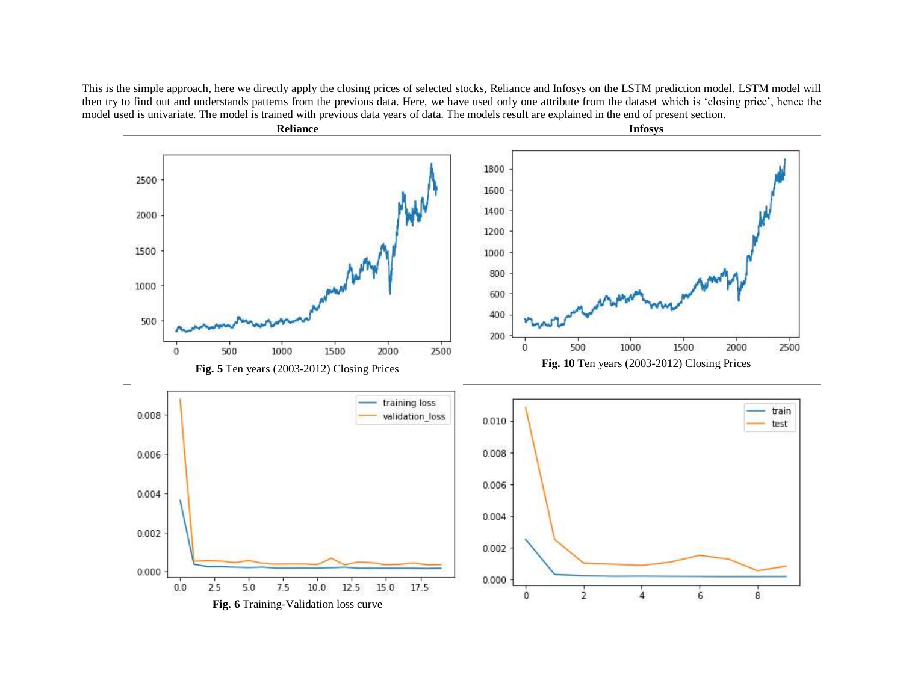This is the simple approach, here we directly apply the closing prices of selected stocks, Reliance and Infosys on the LSTM prediction model. LSTM model will then try to find out and understands patterns from the previous data. Here, we have used only one attribute from the dataset which is 'closing price', hence the model used is univariate. The model is trained with previous data years of data. The models result are explained in the end of present section.

| Reliance | Infosys |
|---|---|
| **Fig. 5** Ten years (2003-2012) Closing Prices | **Fig. 10** Ten years (2003-2012) Closing Prices |
| **Fig. 6** Training-Validation loss curve | |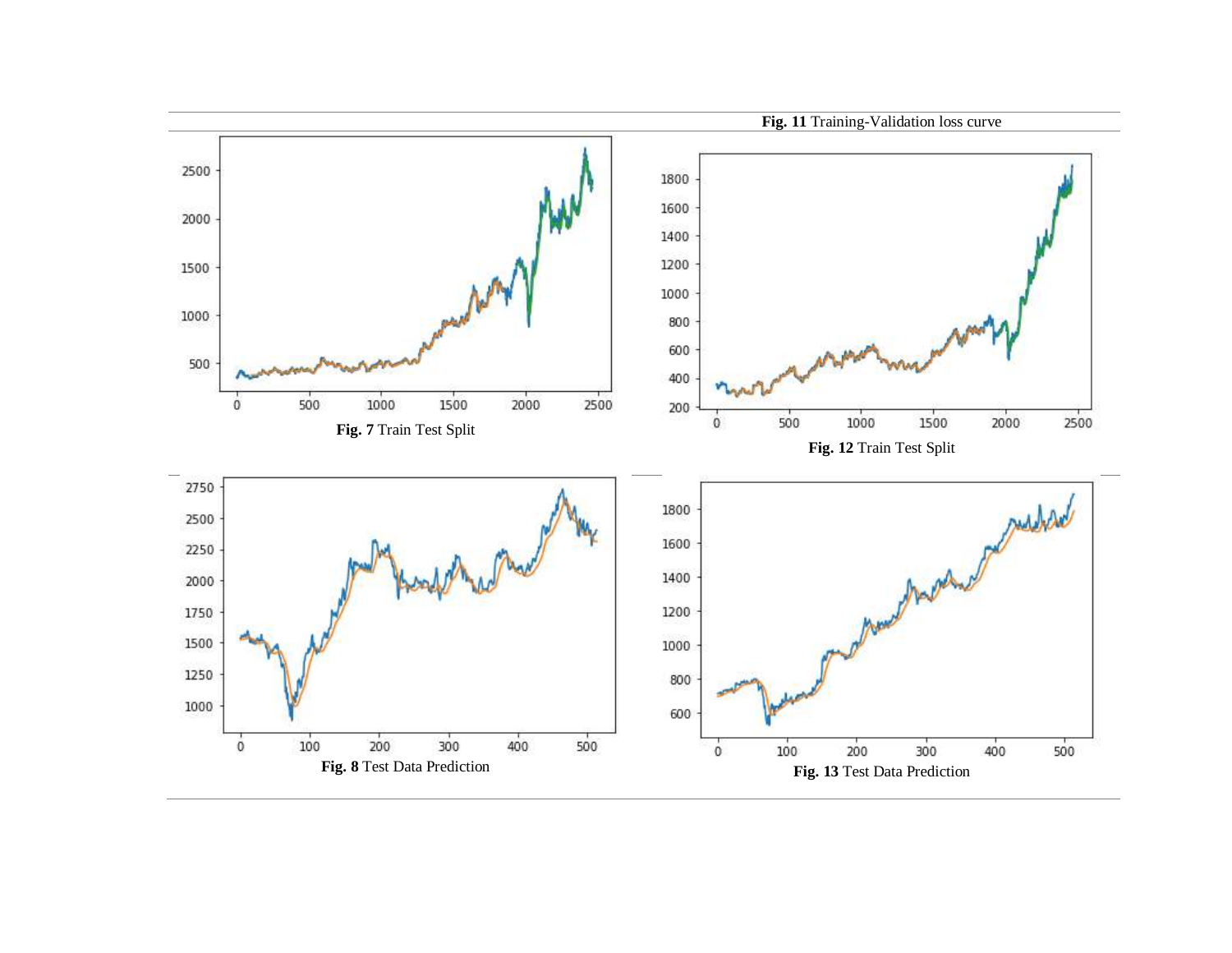**Fig. 11** Training-Validation loss curve

**Fig. 7** Train Test Split

**Fig. 12** Train Test Split

**Fig. 8** Test Data Prediction

**Fig. 13** Test Data Prediction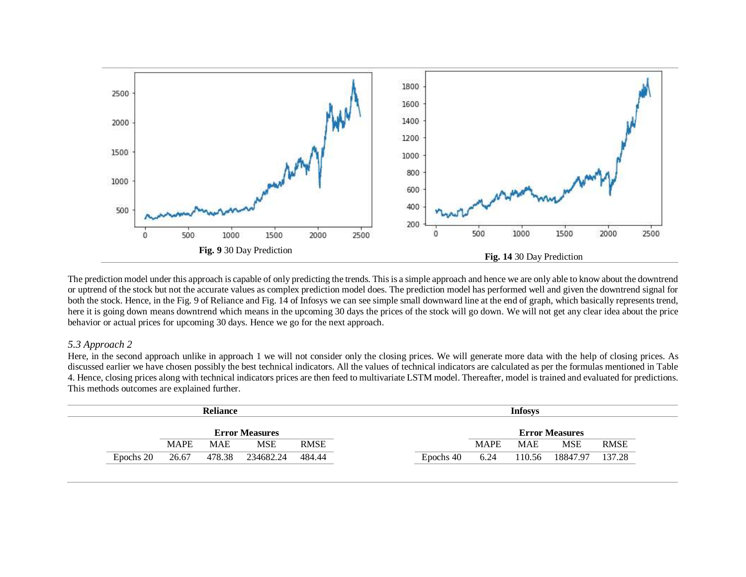Fig. 9 30 Day Prediction

Fig. 14 30 Day Prediction

The prediction model under this approach is capable of only predicting the trends. This is a simple approach and hence we are only able to know about the downtrend or uptrend of the stock but not the accurate values as complex prediction model does. The prediction model has performed well and given the downtrend signal for both the stock. Hence, in the Fig. 9 of Reliance and Fig. 14 of Infosys we can see simple small downward line at the end of graph, which basically represents trend, here it is going down means downtrend which means in the upcoming 30 days the prices of the stock will go down. We will not get any clear idea about the price behavior or actual prices for upcoming 30 days. Hence we go for the next approach.

### *5.3 Approach 2*

Here, in the second approach unlike in approach 1 we will not consider only the closing prices. We will generate more data with the help of closing prices. As discussed earlier we have chosen possibly the best technical indicators. All the values of technical indicators are calculated as per the formulas mentioned in Table 4. Hence, closing prices along with technical indicators prices are then feed to multivariate LSTM model. Thereafter, model is trained and evaluated for predictions. This methods outcomes are explained further.

| **Reliance** | | | | | **Infosys** | | | | |
|---|---|---|---|---|---|---|---|---|---|
| | **Error Measures** | | | | | **Error Measures** | | | |
| | MAPE | MAE | MSE | RMSE | | MAPE | MAE | MSE | RMSE |
| Epochs 20 | 26.67 | 478.38 | 234682.24 | 484.44 | Epochs 40 | 6.24 | 110.56 | 18847.97 | 137.28 |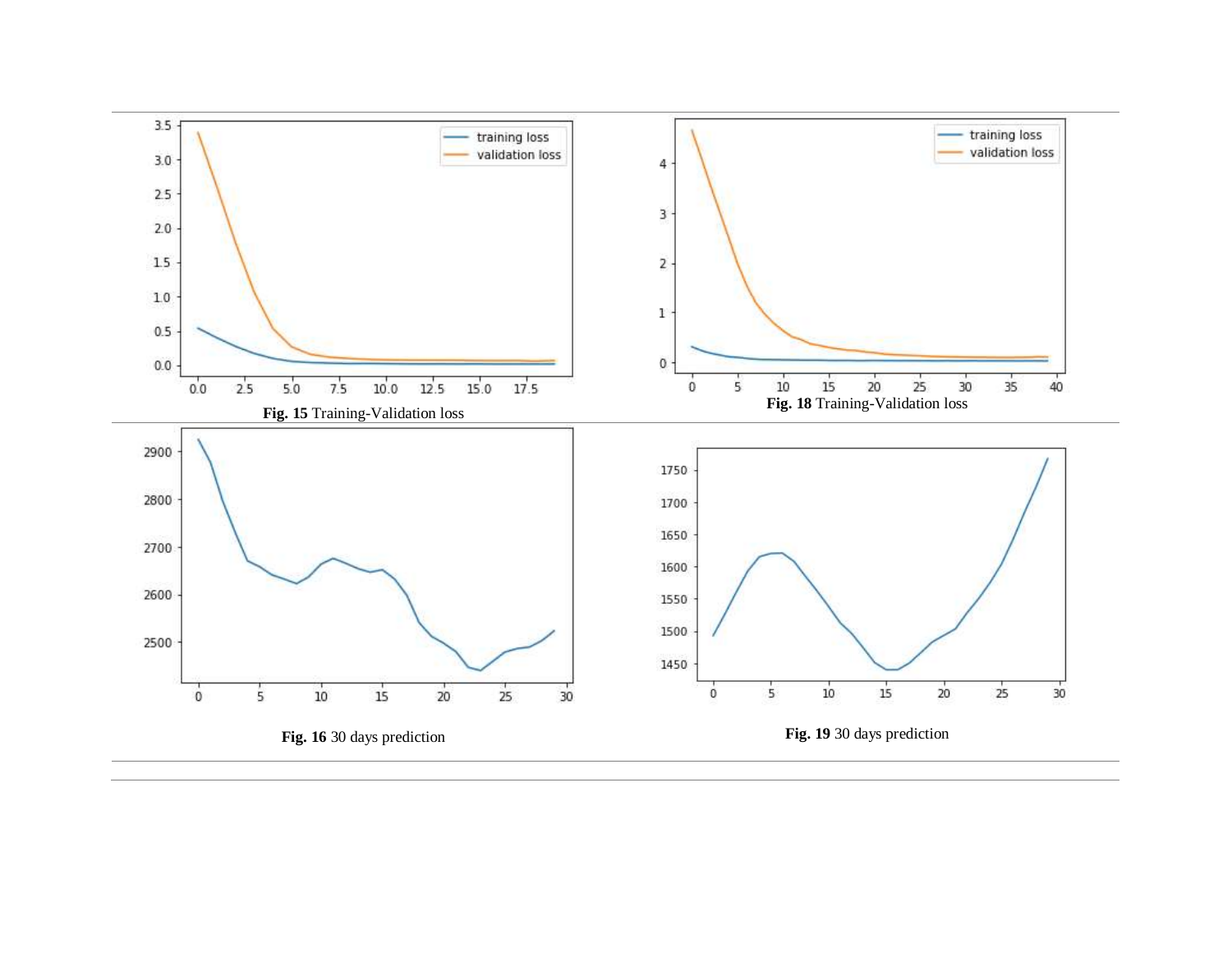**Fig. 15** Training-Validation loss

**Fig. 18** Training-Validation loss

**Fig. 16** 30 days prediction

**Fig. 19** 30 days prediction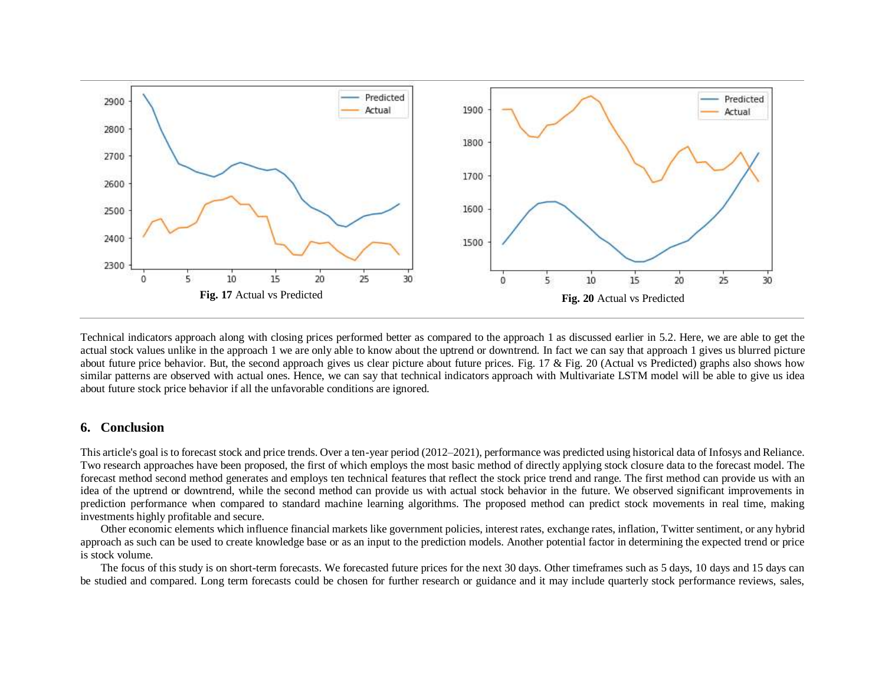Fig. 17 Actual vs Predicted

Fig. 20 Actual vs Predicted

Technical indicators approach along with closing prices performed better as compared to the approach 1 as discussed earlier in 5.2. Here, we are able to get the actual stock values unlike in the approach 1 we are only able to know about the uptrend or downtrend. In fact we can say that approach 1 gives us blurred picture about future price behavior. But, the second approach gives us clear picture about future prices. Fig. 17 & Fig. 20 (Actual vs Predicted) graphs also shows how similar patterns are observed with actual ones. Hence, we can say that technical indicators approach with Multivariate LSTM model will be able to give us idea about future stock price behavior if all the unfavorable conditions are ignored.

## 6. Conclusion

This article's goal is to forecast stock and price trends. Over a ten-year period (2012–2021), performance was predicted using historical data of Infosys and Reliance. Two research approaches have been proposed, the first of which employs the most basic method of directly applying stock closure data to the forecast model. The forecast method second method generates and employs ten technical features that reflect the stock price trend and range. The first method can provide us with an idea of the uptrend or downtrend, while the second method can provide us with actual stock behavior in the future. We observed significant improvements in prediction performance when compared to standard machine learning algorithms. The proposed method can predict stock movements in real time, making investments highly profitable and secure.

Other economic elements which influence financial markets like government policies, interest rates, exchange rates, inflation, Twitter sentiment, or any hybrid approach as such can be used to create knowledge base or as an input to the prediction models. Another potential factor in determining the expected trend or price is stock volume.

The focus of this study is on short-term forecasts. We forecasted future prices for the next 30 days. Other timeframes such as 5 days, 10 days and 15 days can be studied and compared. Long term forecasts could be chosen for further research or guidance and it may include quarterly stock performance reviews, sales,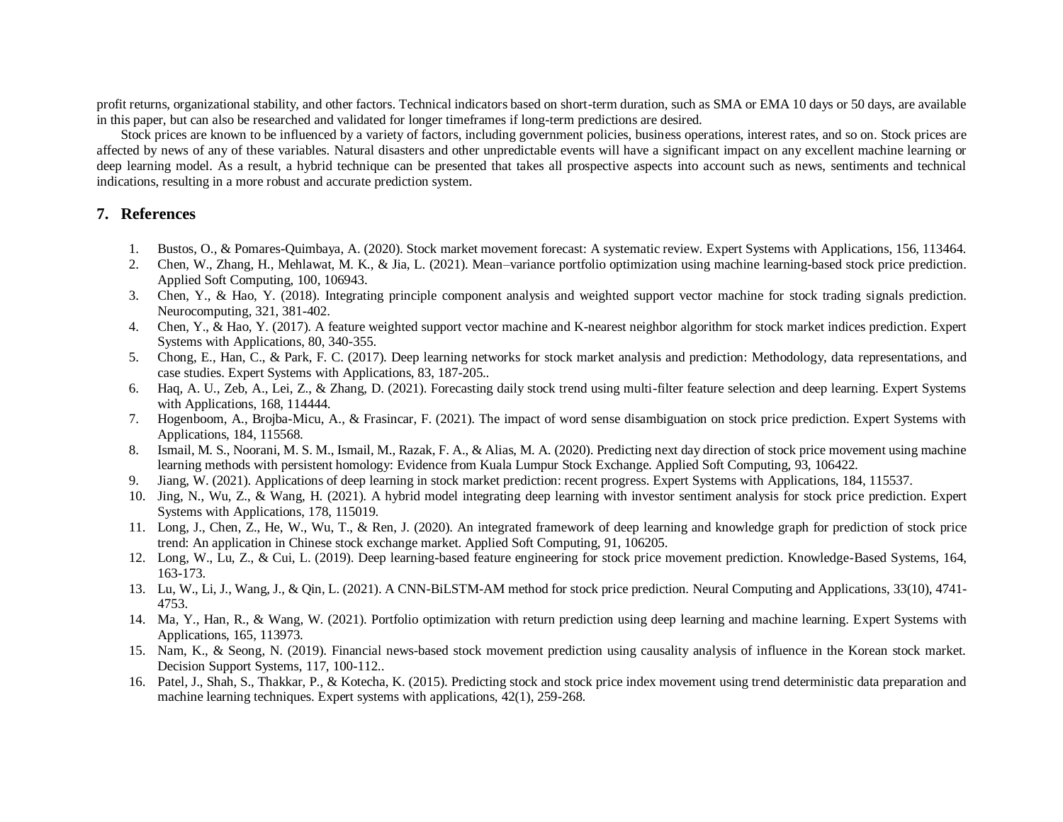profit returns, organizational stability, and other factors. Technical indicators based on short-term duration, such as SMA or EMA 10 days or 50 days, are available in this paper, but can also be researched and validated for longer timeframes if long-term predictions are desired.

Stock prices are known to be influenced by a variety of factors, including government policies, business operations, interest rates, and so on. Stock prices are affected by news of any of these variables. Natural disasters and other unpredictable events will have a significant impact on any excellent machine learning or deep learning model. As a result, a hybrid technique can be presented that takes all prospective aspects into account such as news, sentiments and technical indications, resulting in a more robust and accurate prediction system.

## 7. References

1. Bustos, O., & Pomares-Quimbaya, A. (2020). Stock market movement forecast: A systematic review. Expert Systems with Applications, 156, 113464.
2. Chen, W., Zhang, H., Mehlawat, M. K., & Jia, L. (2021). Mean–variance portfolio optimization using machine learning-based stock price prediction. Applied Soft Computing, 100, 106943.
3. Chen, Y., & Hao, Y. (2018). Integrating principle component analysis and weighted support vector machine for stock trading signals prediction. Neurocomputing, 321, 381-402.
4. Chen, Y., & Hao, Y. (2017). A feature weighted support vector machine and K-nearest neighbor algorithm for stock market indices prediction. Expert Systems with Applications, 80, 340-355.
5. Chong, E., Han, C., & Park, F. C. (2017). Deep learning networks for stock market analysis and prediction: Methodology, data representations, and case studies. Expert Systems with Applications, 83, 187-205..
6. Haq, A. U., Zeb, A., Lei, Z., & Zhang, D. (2021). Forecasting daily stock trend using multi-filter feature selection and deep learning. Expert Systems with Applications, 168, 114444.
7. Hogenboom, A., Brojba-Micu, A., & Frasincar, F. (2021). The impact of word sense disambiguation on stock price prediction. Expert Systems with Applications, 184, 115568.
8. Ismail, M. S., Noorani, M. S. M., Ismail, M., Razak, F. A., & Alias, M. A. (2020). Predicting next day direction of stock price movement using machine learning methods with persistent homology: Evidence from Kuala Lumpur Stock Exchange. Applied Soft Computing, 93, 106422.
9. Jiang, W. (2021). Applications of deep learning in stock market prediction: recent progress. Expert Systems with Applications, 184, 115537.
10. Jing, N., Wu, Z., & Wang, H. (2021). A hybrid model integrating deep learning with investor sentiment analysis for stock price prediction. Expert Systems with Applications, 178, 115019.
11. Long, J., Chen, Z., He, W., Wu, T., & Ren, J. (2020). An integrated framework of deep learning and knowledge graph for prediction of stock price trend: An application in Chinese stock exchange market. Applied Soft Computing, 91, 106205.
12. Long, W., Lu, Z., & Cui, L. (2019). Deep learning-based feature engineering for stock price movement prediction. Knowledge-Based Systems, 164, 163-173.
13. Lu, W., Li, J., Wang, J., & Qin, L. (2021). A CNN-BiLSTM-AM method for stock price prediction. Neural Computing and Applications, 33(10), 4741-4753.
14. Ma, Y., Han, R., & Wang, W. (2021). Portfolio optimization with return prediction using deep learning and machine learning. Expert Systems with Applications, 165, 113973.
15. Nam, K., & Seong, N. (2019). Financial news-based stock movement prediction using causality analysis of influence in the Korean stock market. Decision Support Systems, 117, 100-112..
16. Patel, J., Shah, S., Thakkar, P., & Kotecha, K. (2015). Predicting stock and stock price index movement using trend deterministic data preparation and machine learning techniques. Expert systems with applications, 42(1), 259-268.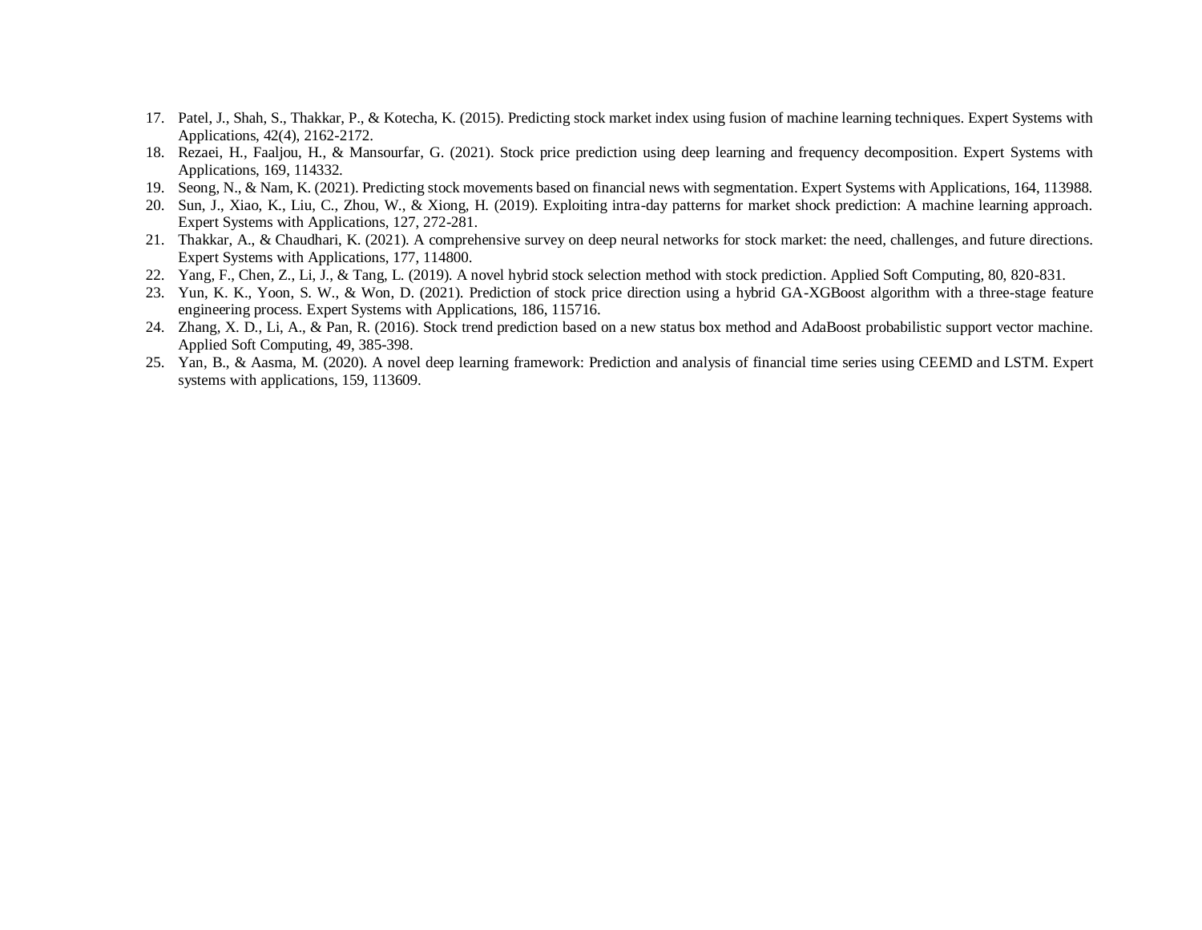17. Patel, J., Shah, S., Thakkar, P., & Kotecha, K. (2015). Predicting stock market index using fusion of machine learning techniques. Expert Systems with Applications, 42(4), 2162-2172.
18. Rezaei, H., Faaljou, H., & Mansourfar, G. (2021). Stock price prediction using deep learning and frequency decomposition. Expert Systems with Applications, 169, 114332.
19. Seong, N., & Nam, K. (2021). Predicting stock movements based on financial news with segmentation. Expert Systems with Applications, 164, 113988.
20. Sun, J., Xiao, K., Liu, C., Zhou, W., & Xiong, H. (2019). Exploiting intra-day patterns for market shock prediction: A machine learning approach. Expert Systems with Applications, 127, 272-281.
21. Thakkar, A., & Chaudhari, K. (2021). A comprehensive survey on deep neural networks for stock market: the need, challenges, and future directions. Expert Systems with Applications, 177, 114800.
22. Yang, F., Chen, Z., Li, J., & Tang, L. (2019). A novel hybrid stock selection method with stock prediction. Applied Soft Computing, 80, 820-831.
23. Yun, K. K., Yoon, S. W., & Won, D. (2021). Prediction of stock price direction using a hybrid GA-XGBoost algorithm with a three-stage feature engineering process. Expert Systems with Applications, 186, 115716.
24. Zhang, X. D., Li, A., & Pan, R. (2016). Stock trend prediction based on a new status box method and AdaBoost probabilistic support vector machine. Applied Soft Computing, 49, 385-398.
25. Yan, B., & Aasma, M. (2020). A novel deep learning framework: Prediction and analysis of financial time series using CEEMD and LSTM. Expert systems with applications, 159, 113609.